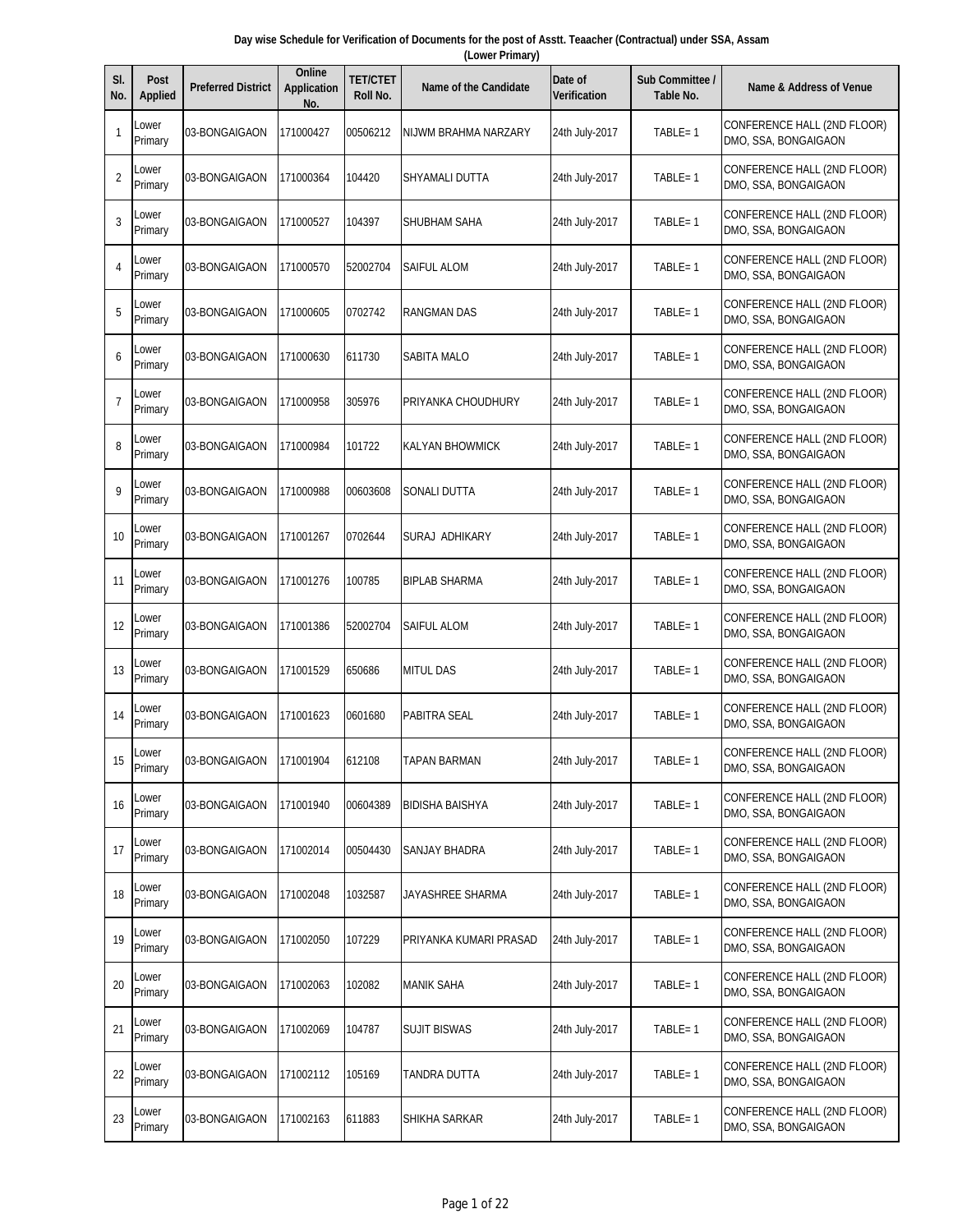**Day wise Schedule for Verification of Documents for the post of Asstt. Teaacher (Contractual) under SSA, Assam (Lower Primary)**

| Sl. No. | Post Applied | Preferred District | Online Application No. | TET/CTET Roll No. | Name of the Candidate | Date of Verification | Sub Committee / Table No. | Name & Address of Venue |
|---|---|---|---|---|---|---|---|---|
| 1 | Lower Primary | 03-BONGAIGAON | 171000427 | 00506212 | NIJWM BRAHMA NARZARY | 24th July-2017 | TABLE= 1 | CONFERENCE HALL (2ND FLOOR) DMO, SSA, BONGAIGAON |
| 2 | Lower Primary | 03-BONGAIGAON | 171000364 | 104420 | SHYAMALI DUTTA | 24th July-2017 | TABLE= 1 | CONFERENCE HALL (2ND FLOOR) DMO, SSA, BONGAIGAON |
| 3 | Lower Primary | 03-BONGAIGAON | 171000527 | 104397 | SHUBHAM SAHA | 24th July-2017 | TABLE= 1 | CONFERENCE HALL (2ND FLOOR) DMO, SSA, BONGAIGAON |
| 4 | Lower Primary | 03-BONGAIGAON | 171000570 | 52002704 | SAIFUL ALOM | 24th July-2017 | TABLE= 1 | CONFERENCE HALL (2ND FLOOR) DMO, SSA, BONGAIGAON |
| 5 | Lower Primary | 03-BONGAIGAON | 171000605 | 0702742 | RANGMAN DAS | 24th July-2017 | TABLE= 1 | CONFERENCE HALL (2ND FLOOR) DMO, SSA, BONGAIGAON |
| 6 | Lower Primary | 03-BONGAIGAON | 171000630 | 611730 | SABITA MALO | 24th July-2017 | TABLE= 1 | CONFERENCE HALL (2ND FLOOR) DMO, SSA, BONGAIGAON |
| 7 | Lower Primary | 03-BONGAIGAON | 171000958 | 305976 | PRIYANKA CHOUDHURY | 24th July-2017 | TABLE= 1 | CONFERENCE HALL (2ND FLOOR) DMO, SSA, BONGAIGAON |
| 8 | Lower Primary | 03-BONGAIGAON | 171000984 | 101722 | KALYAN BHOWMICK | 24th July-2017 | TABLE= 1 | CONFERENCE HALL (2ND FLOOR) DMO, SSA, BONGAIGAON |
| 9 | Lower Primary | 03-BONGAIGAON | 171000988 | 00603608 | SONALI DUTTA | 24th July-2017 | TABLE= 1 | CONFERENCE HALL (2ND FLOOR) DMO, SSA, BONGAIGAON |
| 10 | Lower Primary | 03-BONGAIGAON | 171001267 | 0702644 | SURAJ ADHIKARY | 24th July-2017 | TABLE= 1 | CONFERENCE HALL (2ND FLOOR) DMO, SSA, BONGAIGAON |
| 11 | Lower Primary | 03-BONGAIGAON | 171001276 | 100785 | BIPLAB SHARMA | 24th July-2017 | TABLE= 1 | CONFERENCE HALL (2ND FLOOR) DMO, SSA, BONGAIGAON |
| 12 | Lower Primary | 03-BONGAIGAON | 171001386 | 52002704 | SAIFUL ALOM | 24th July-2017 | TABLE= 1 | CONFERENCE HALL (2ND FLOOR) DMO, SSA, BONGAIGAON |
| 13 | Lower Primary | 03-BONGAIGAON | 171001529 | 650686 | MITUL DAS | 24th July-2017 | TABLE= 1 | CONFERENCE HALL (2ND FLOOR) DMO, SSA, BONGAIGAON |
| 14 | Lower Primary | 03-BONGAIGAON | 171001623 | 0601680 | PABITRA SEAL | 24th July-2017 | TABLE= 1 | CONFERENCE HALL (2ND FLOOR) DMO, SSA, BONGAIGAON |
| 15 | Lower Primary | 03-BONGAIGAON | 171001904 | 612108 | TAPAN BARMAN | 24th July-2017 | TABLE= 1 | CONFERENCE HALL (2ND FLOOR) DMO, SSA, BONGAIGAON |
| 16 | Lower Primary | 03-BONGAIGAON | 171001940 | 00604389 | BIDISHA BAISHYA | 24th July-2017 | TABLE= 1 | CONFERENCE HALL (2ND FLOOR) DMO, SSA, BONGAIGAON |
| 17 | Lower Primary | 03-BONGAIGAON | 171002014 | 00504430 | SANJAY BHADRA | 24th July-2017 | TABLE= 1 | CONFERENCE HALL (2ND FLOOR) DMO, SSA, BONGAIGAON |
| 18 | Lower Primary | 03-BONGAIGAON | 171002048 | 1032587 | JAYASHREE SHARMA | 24th July-2017 | TABLE= 1 | CONFERENCE HALL (2ND FLOOR) DMO, SSA, BONGAIGAON |
| 19 | Lower Primary | 03-BONGAIGAON | 171002050 | 107229 | PRIYANKA KUMARI PRASAD | 24th July-2017 | TABLE= 1 | CONFERENCE HALL (2ND FLOOR) DMO, SSA, BONGAIGAON |
| 20 | Lower Primary | 03-BONGAIGAON | 171002063 | 102082 | MANIK SAHA | 24th July-2017 | TABLE= 1 | CONFERENCE HALL (2ND FLOOR) DMO, SSA, BONGAIGAON |
| 21 | Lower Primary | 03-BONGAIGAON | 171002069 | 104787 | SUJIT BISWAS | 24th July-2017 | TABLE= 1 | CONFERENCE HALL (2ND FLOOR) DMO, SSA, BONGAIGAON |
| 22 | Lower Primary | 03-BONGAIGAON | 171002112 | 105169 | TANDRA DUTTA | 24th July-2017 | TABLE= 1 | CONFERENCE HALL (2ND FLOOR) DMO, SSA, BONGAIGAON |
| 23 | Lower Primary | 03-BONGAIGAON | 171002163 | 611883 | SHIKHA SARKAR | 24th July-2017 | TABLE= 1 | CONFERENCE HALL (2ND FLOOR) DMO, SSA, BONGAIGAON |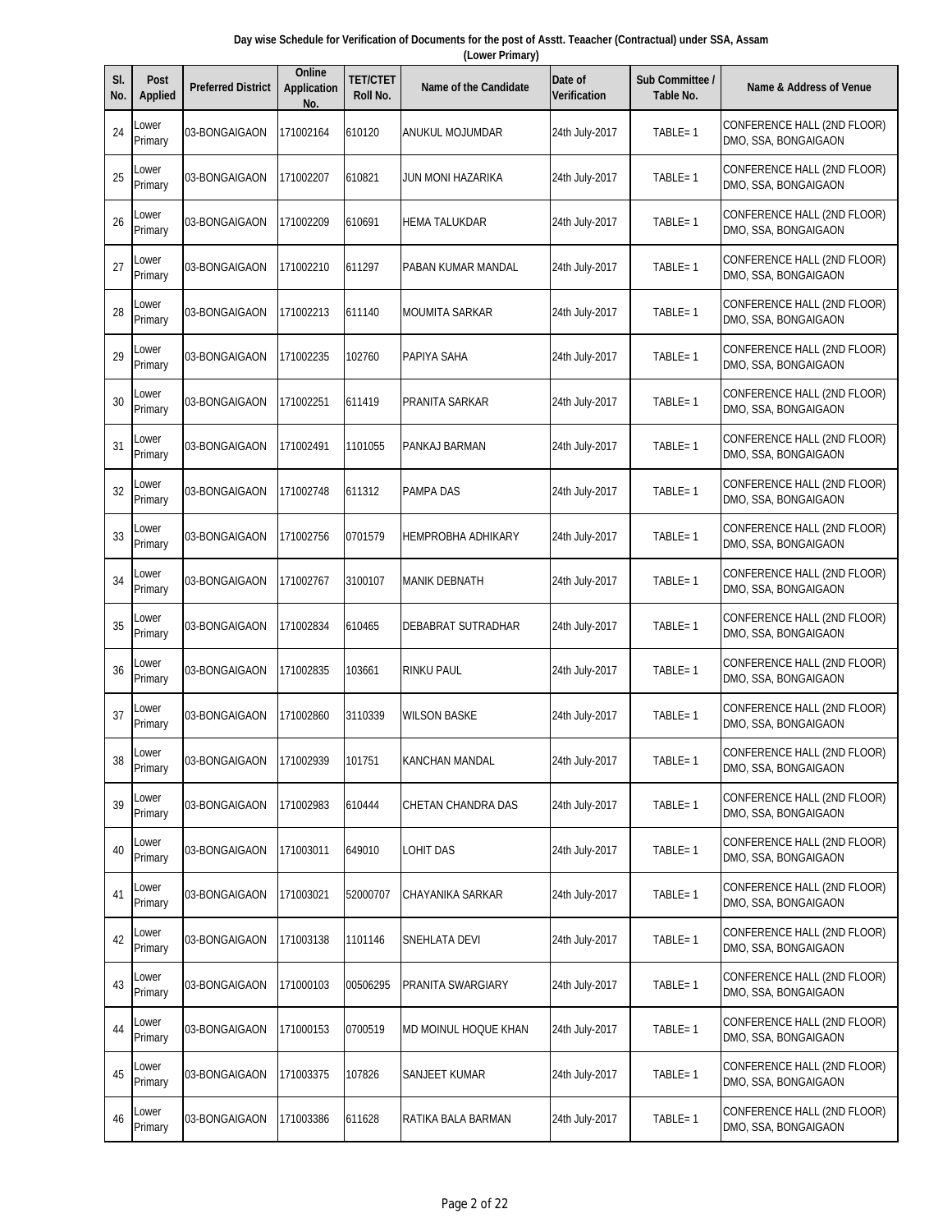**Day wise Schedule for Verification of Documents for the post of Asstt. Teaacher (Contractual) under SSA, Assam (Lower Primary)**

| Sl. No. | Post Applied | Preferred District | Online Application No. | TET/CTET Roll No. | Name of the Candidate | Date of Verification | Sub Committee / Table No. | Name & Address of Venue |
|---|---|---|---|---|---|---|---|---|
| 24 | Lower Primary | 03-BONGAIGAON | 171002164 | 610120 | ANUKUL MOJUMDAR | 24th July-2017 | TABLE= 1 | CONFERENCE HALL (2ND FLOOR) DMO, SSA, BONGAIGAON |
| 25 | Lower Primary | 03-BONGAIGAON | 171002207 | 610821 | JUN MONI HAZARIKA | 24th July-2017 | TABLE= 1 | CONFERENCE HALL (2ND FLOOR) DMO, SSA, BONGAIGAON |
| 26 | Lower Primary | 03-BONGAIGAON | 171002209 | 610691 | HEMA TALUKDAR | 24th July-2017 | TABLE= 1 | CONFERENCE HALL (2ND FLOOR) DMO, SSA, BONGAIGAON |
| 27 | Lower Primary | 03-BONGAIGAON | 171002210 | 611297 | PABAN KUMAR MANDAL | 24th July-2017 | TABLE= 1 | CONFERENCE HALL (2ND FLOOR) DMO, SSA, BONGAIGAON |
| 28 | Lower Primary | 03-BONGAIGAON | 171002213 | 611140 | MOUMITA SARKAR | 24th July-2017 | TABLE= 1 | CONFERENCE HALL (2ND FLOOR) DMO, SSA, BONGAIGAON |
| 29 | Lower Primary | 03-BONGAIGAON | 171002235 | 102760 | PAPIYA SAHA | 24th July-2017 | TABLE= 1 | CONFERENCE HALL (2ND FLOOR) DMO, SSA, BONGAIGAON |
| 30 | Lower Primary | 03-BONGAIGAON | 171002251 | 611419 | PRANITA SARKAR | 24th July-2017 | TABLE= 1 | CONFERENCE HALL (2ND FLOOR) DMO, SSA, BONGAIGAON |
| 31 | Lower Primary | 03-BONGAIGAON | 171002491 | 1101055 | PANKAJ BARMAN | 24th July-2017 | TABLE= 1 | CONFERENCE HALL (2ND FLOOR) DMO, SSA, BONGAIGAON |
| 32 | Lower Primary | 03-BONGAIGAON | 171002748 | 611312 | PAMPA DAS | 24th July-2017 | TABLE= 1 | CONFERENCE HALL (2ND FLOOR) DMO, SSA, BONGAIGAON |
| 33 | Lower Primary | 03-BONGAIGAON | 171002756 | 0701579 | HEMPROBHA ADHIKARY | 24th July-2017 | TABLE= 1 | CONFERENCE HALL (2ND FLOOR) DMO, SSA, BONGAIGAON |
| 34 | Lower Primary | 03-BONGAIGAON | 171002767 | 3100107 | MANIK DEBNATH | 24th July-2017 | TABLE= 1 | CONFERENCE HALL (2ND FLOOR) DMO, SSA, BONGAIGAON |
| 35 | Lower Primary | 03-BONGAIGAON | 171002834 | 610465 | DEBABRAT SUTRADHAR | 24th July-2017 | TABLE= 1 | CONFERENCE HALL (2ND FLOOR) DMO, SSA, BONGAIGAON |
| 36 | Lower Primary | 03-BONGAIGAON | 171002835 | 103661 | RINKU PAUL | 24th July-2017 | TABLE= 1 | CONFERENCE HALL (2ND FLOOR) DMO, SSA, BONGAIGAON |
| 37 | Lower Primary | 03-BONGAIGAON | 171002860 | 3110339 | WILSON BASKE | 24th July-2017 | TABLE= 1 | CONFERENCE HALL (2ND FLOOR) DMO, SSA, BONGAIGAON |
| 38 | Lower Primary | 03-BONGAIGAON | 171002939 | 101751 | KANCHAN MANDAL | 24th July-2017 | TABLE= 1 | CONFERENCE HALL (2ND FLOOR) DMO, SSA, BONGAIGAON |
| 39 | Lower Primary | 03-BONGAIGAON | 171002983 | 610444 | CHETAN CHANDRA DAS | 24th July-2017 | TABLE= 1 | CONFERENCE HALL (2ND FLOOR) DMO, SSA, BONGAIGAON |
| 40 | Lower Primary | 03-BONGAIGAON | 171003011 | 649010 | LOHIT DAS | 24th July-2017 | TABLE= 1 | CONFERENCE HALL (2ND FLOOR) DMO, SSA, BONGAIGAON |
| 41 | Lower Primary | 03-BONGAIGAON | 171003021 | 52000707 | CHAYANIKA SARKAR | 24th July-2017 | TABLE= 1 | CONFERENCE HALL (2ND FLOOR) DMO, SSA, BONGAIGAON |
| 42 | Lower Primary | 03-BONGAIGAON | 171003138 | 1101146 | SNEHLATA DEVI | 24th July-2017 | TABLE= 1 | CONFERENCE HALL (2ND FLOOR) DMO, SSA, BONGAIGAON |
| 43 | Lower Primary | 03-BONGAIGAON | 171000103 | 00506295 | PRANITA SWARGIARY | 24th July-2017 | TABLE= 1 | CONFERENCE HALL (2ND FLOOR) DMO, SSA, BONGAIGAON |
| 44 | Lower Primary | 03-BONGAIGAON | 171000153 | 0700519 | MD MOINUL HOQUE KHAN | 24th July-2017 | TABLE= 1 | CONFERENCE HALL (2ND FLOOR) DMO, SSA, BONGAIGAON |
| 45 | Lower Primary | 03-BONGAIGAON | 171003375 | 107826 | SANJEET KUMAR | 24th July-2017 | TABLE= 1 | CONFERENCE HALL (2ND FLOOR) DMO, SSA, BONGAIGAON |
| 46 | Lower Primary | 03-BONGAIGAON | 171003386 | 611628 | RATIKA BALA BARMAN | 24th July-2017 | TABLE= 1 | CONFERENCE HALL (2ND FLOOR) DMO, SSA, BONGAIGAON |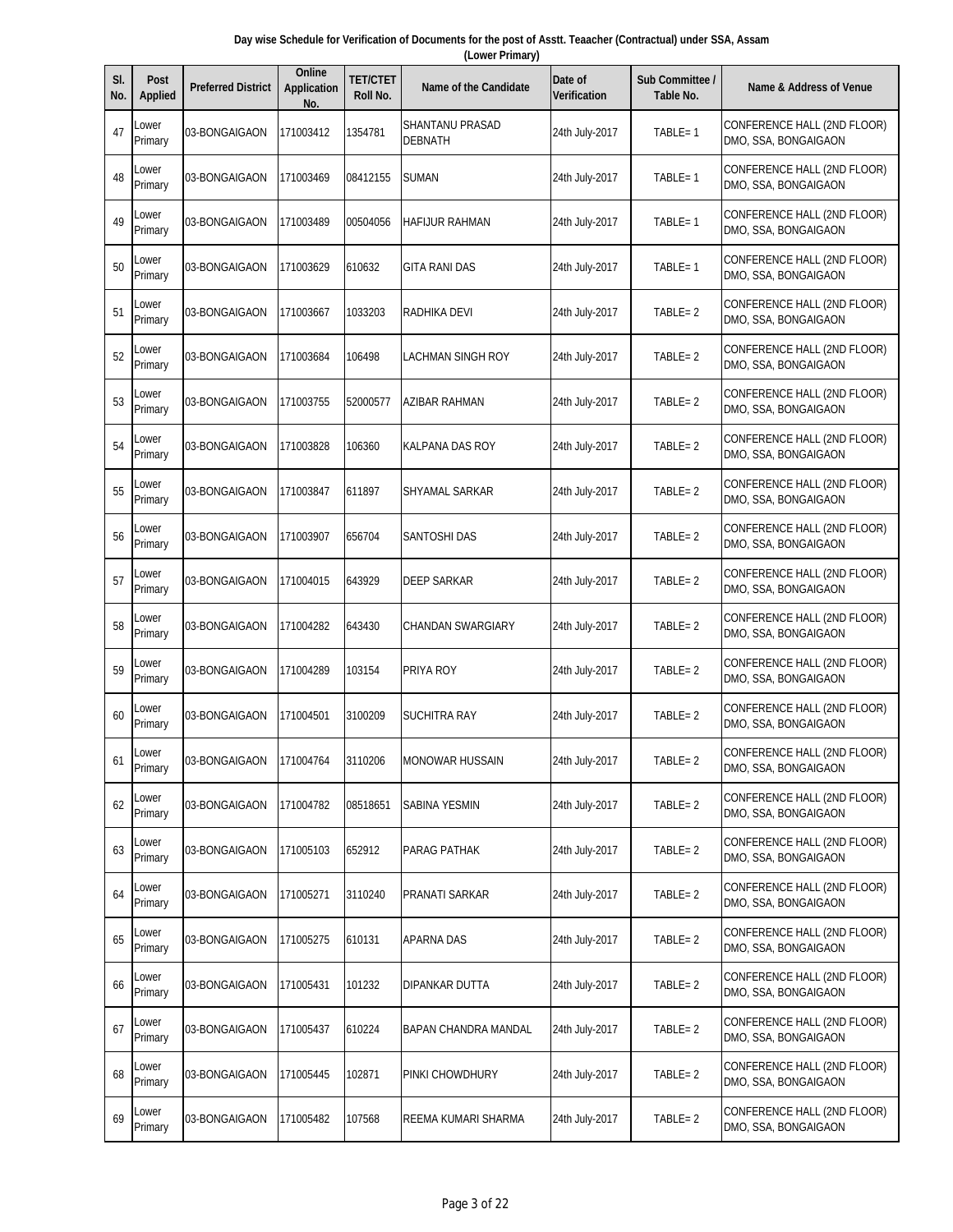**Day wise Schedule for Verification of Documents for the post of Asstt. Teaacher (Contractual) under SSA, Assam (Lower Primary)**

| Sl. No. | Post Applied | Preferred District | Online Application No. | TET/CTET Roll No. | Name of the Candidate | Date of Verification | Sub Committee / Table No. | Name & Address of Venue |
|---|---|---|---|---|---|---|---|---|
| 47 | Lower Primary | 03-BONGAIGAON | 171003412 | 1354781 | SHANTANU PRASAD DEBNATH | 24th July-2017 | TABLE= 1 | CONFERENCE HALL (2ND FLOOR) DMO, SSA, BONGAIGAON |
| 48 | Lower Primary | 03-BONGAIGAON | 171003469 | 08412155 | SUMAN | 24th July-2017 | TABLE= 1 | CONFERENCE HALL (2ND FLOOR) DMO, SSA, BONGAIGAON |
| 49 | Lower Primary | 03-BONGAIGAON | 171003489 | 00504056 | HAFIJUR RAHMAN | 24th July-2017 | TABLE= 1 | CONFERENCE HALL (2ND FLOOR) DMO, SSA, BONGAIGAON |
| 50 | Lower Primary | 03-BONGAIGAON | 171003629 | 610632 | GITA RANI DAS | 24th July-2017 | TABLE= 1 | CONFERENCE HALL (2ND FLOOR) DMO, SSA, BONGAIGAON |
| 51 | Lower Primary | 03-BONGAIGAON | 171003667 | 1033203 | RADHIKA DEVI | 24th July-2017 | TABLE= 2 | CONFERENCE HALL (2ND FLOOR) DMO, SSA, BONGAIGAON |
| 52 | Lower Primary | 03-BONGAIGAON | 171003684 | 106498 | LACHMAN SINGH ROY | 24th July-2017 | TABLE= 2 | CONFERENCE HALL (2ND FLOOR) DMO, SSA, BONGAIGAON |
| 53 | Lower Primary | 03-BONGAIGAON | 171003755 | 52000577 | AZIBAR RAHMAN | 24th July-2017 | TABLE= 2 | CONFERENCE HALL (2ND FLOOR) DMO, SSA, BONGAIGAON |
| 54 | Lower Primary | 03-BONGAIGAON | 171003828 | 106360 | KALPANA DAS ROY | 24th July-2017 | TABLE= 2 | CONFERENCE HALL (2ND FLOOR) DMO, SSA, BONGAIGAON |
| 55 | Lower Primary | 03-BONGAIGAON | 171003847 | 611897 | SHYAMAL SARKAR | 24th July-2017 | TABLE= 2 | CONFERENCE HALL (2ND FLOOR) DMO, SSA, BONGAIGAON |
| 56 | Lower Primary | 03-BONGAIGAON | 171003907 | 656704 | SANTOSHI DAS | 24th July-2017 | TABLE= 2 | CONFERENCE HALL (2ND FLOOR) DMO, SSA, BONGAIGAON |
| 57 | Lower Primary | 03-BONGAIGAON | 171004015 | 643929 | DEEP SARKAR | 24th July-2017 | TABLE= 2 | CONFERENCE HALL (2ND FLOOR) DMO, SSA, BONGAIGAON |
| 58 | Lower Primary | 03-BONGAIGAON | 171004282 | 643430 | CHANDAN SWARGIARY | 24th July-2017 | TABLE= 2 | CONFERENCE HALL (2ND FLOOR) DMO, SSA, BONGAIGAON |
| 59 | Lower Primary | 03-BONGAIGAON | 171004289 | 103154 | PRIYA ROY | 24th July-2017 | TABLE= 2 | CONFERENCE HALL (2ND FLOOR) DMO, SSA, BONGAIGAON |
| 60 | Lower Primary | 03-BONGAIGAON | 171004501 | 3100209 | SUCHITRA RAY | 24th July-2017 | TABLE= 2 | CONFERENCE HALL (2ND FLOOR) DMO, SSA, BONGAIGAON |
| 61 | Lower Primary | 03-BONGAIGAON | 171004764 | 3110206 | MONOWAR HUSSAIN | 24th July-2017 | TABLE= 2 | CONFERENCE HALL (2ND FLOOR) DMO, SSA, BONGAIGAON |
| 62 | Lower Primary | 03-BONGAIGAON | 171004782 | 08518651 | SABINA YESMIN | 24th July-2017 | TABLE= 2 | CONFERENCE HALL (2ND FLOOR) DMO, SSA, BONGAIGAON |
| 63 | Lower Primary | 03-BONGAIGAON | 171005103 | 652912 | PARAG PATHAK | 24th July-2017 | TABLE= 2 | CONFERENCE HALL (2ND FLOOR) DMO, SSA, BONGAIGAON |
| 64 | Lower Primary | 03-BONGAIGAON | 171005271 | 3110240 | PRANATI SARKAR | 24th July-2017 | TABLE= 2 | CONFERENCE HALL (2ND FLOOR) DMO, SSA, BONGAIGAON |
| 65 | Lower Primary | 03-BONGAIGAON | 171005275 | 610131 | APARNA DAS | 24th July-2017 | TABLE= 2 | CONFERENCE HALL (2ND FLOOR) DMO, SSA, BONGAIGAON |
| 66 | Lower Primary | 03-BONGAIGAON | 171005431 | 101232 | DIPANKAR DUTTA | 24th July-2017 | TABLE= 2 | CONFERENCE HALL (2ND FLOOR) DMO, SSA, BONGAIGAON |
| 67 | Lower Primary | 03-BONGAIGAON | 171005437 | 610224 | BAPAN CHANDRA MANDAL | 24th July-2017 | TABLE= 2 | CONFERENCE HALL (2ND FLOOR) DMO, SSA, BONGAIGAON |
| 68 | Lower Primary | 03-BONGAIGAON | 171005445 | 102871 | PINKI CHOWDHURY | 24th July-2017 | TABLE= 2 | CONFERENCE HALL (2ND FLOOR) DMO, SSA, BONGAIGAON |
| 69 | Lower Primary | 03-BONGAIGAON | 171005482 | 107568 | REEMA KUMARI SHARMA | 24th July-2017 | TABLE= 2 | CONFERENCE HALL (2ND FLOOR) DMO, SSA, BONGAIGAON |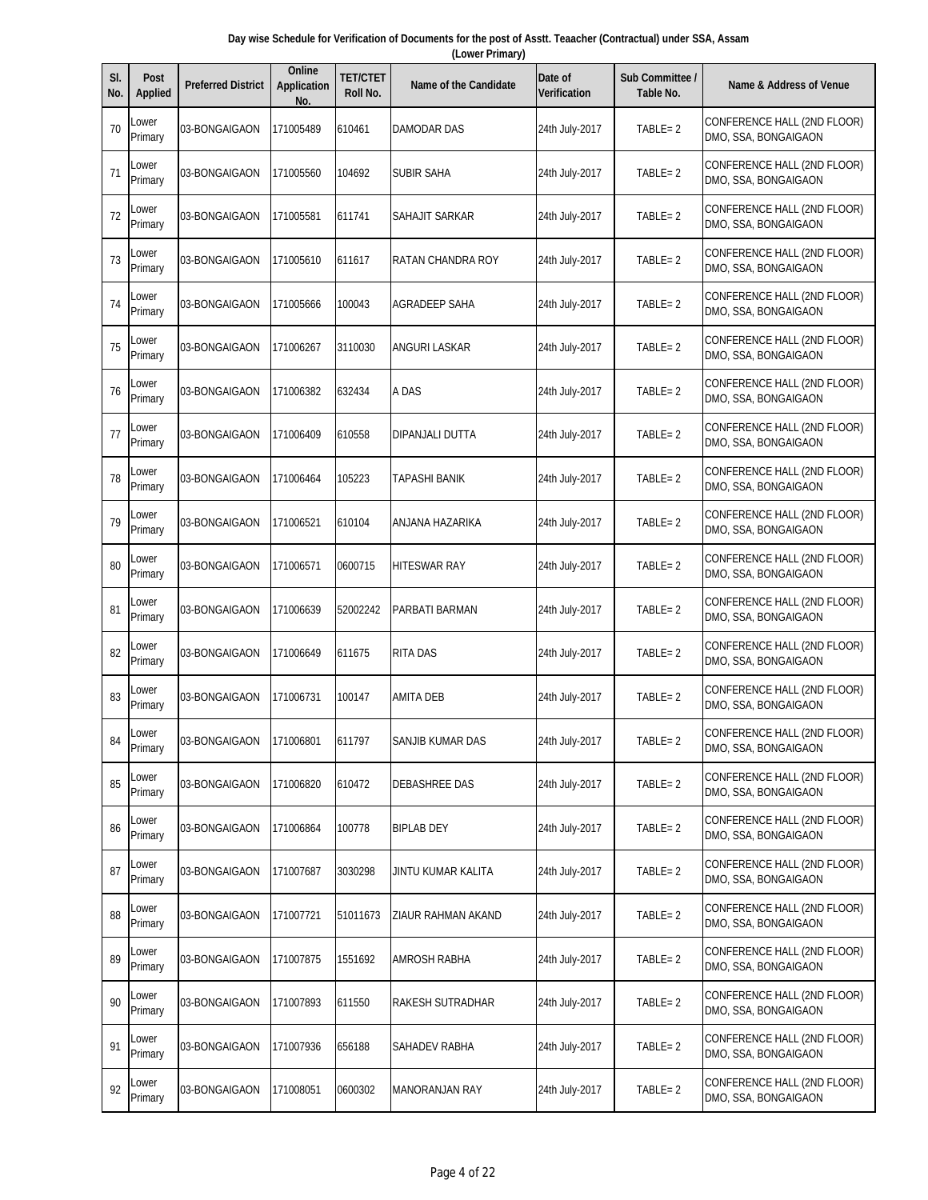Day wise Schedule for Verification of Documents for the post of Asstt. Teaacher (Contractual) under SSA, Assam (Lower Primary)

| Sl. No. | Post Applied | Preferred District | Online Application No. | TET/CTET Roll No. | Name of the Candidate | Date of Verification | Sub Committee / Table No. | Name & Address of Venue |
|---|---|---|---|---|---|---|---|---|
| 70 | Lower Primary | 03-BONGAIGAON | 171005489 | 610461 | DAMODAR DAS | 24th July-2017 | TABLE= 2 | CONFERENCE HALL (2ND FLOOR) DMO, SSA, BONGAIGAON |
| 71 | Lower Primary | 03-BONGAIGAON | 171005560 | 104692 | SUBIR SAHA | 24th July-2017 | TABLE= 2 | CONFERENCE HALL (2ND FLOOR) DMO, SSA, BONGAIGAON |
| 72 | Lower Primary | 03-BONGAIGAON | 171005581 | 611741 | SAHAJIT SARKAR | 24th July-2017 | TABLE= 2 | CONFERENCE HALL (2ND FLOOR) DMO, SSA, BONGAIGAON |
| 73 | Lower Primary | 03-BONGAIGAON | 171005610 | 611617 | RATAN CHANDRA ROY | 24th July-2017 | TABLE= 2 | CONFERENCE HALL (2ND FLOOR) DMO, SSA, BONGAIGAON |
| 74 | Lower Primary | 03-BONGAIGAON | 171005666 | 100043 | AGRADEEP SAHA | 24th July-2017 | TABLE= 2 | CONFERENCE HALL (2ND FLOOR) DMO, SSA, BONGAIGAON |
| 75 | Lower Primary | 03-BONGAIGAON | 171006267 | 3110030 | ANGURI LASKAR | 24th July-2017 | TABLE= 2 | CONFERENCE HALL (2ND FLOOR) DMO, SSA, BONGAIGAON |
| 76 | Lower Primary | 03-BONGAIGAON | 171006382 | 632434 | A DAS | 24th July-2017 | TABLE= 2 | CONFERENCE HALL (2ND FLOOR) DMO, SSA, BONGAIGAON |
| 77 | Lower Primary | 03-BONGAIGAON | 171006409 | 610558 | DIPANJALI DUTTA | 24th July-2017 | TABLE= 2 | CONFERENCE HALL (2ND FLOOR) DMO, SSA, BONGAIGAON |
| 78 | Lower Primary | 03-BONGAIGAON | 171006464 | 105223 | TAPASHI BANIK | 24th July-2017 | TABLE= 2 | CONFERENCE HALL (2ND FLOOR) DMO, SSA, BONGAIGAON |
| 79 | Lower Primary | 03-BONGAIGAON | 171006521 | 610104 | ANJANA HAZARIKA | 24th July-2017 | TABLE= 2 | CONFERENCE HALL (2ND FLOOR) DMO, SSA, BONGAIGAON |
| 80 | Lower Primary | 03-BONGAIGAON | 171006571 | 0600715 | HITESWAR RAY | 24th July-2017 | TABLE= 2 | CONFERENCE HALL (2ND FLOOR) DMO, SSA, BONGAIGAON |
| 81 | Lower Primary | 03-BONGAIGAON | 171006639 | 52002242 | PARBATI BARMAN | 24th July-2017 | TABLE= 2 | CONFERENCE HALL (2ND FLOOR) DMO, SSA, BONGAIGAON |
| 82 | Lower Primary | 03-BONGAIGAON | 171006649 | 611675 | RITA DAS | 24th July-2017 | TABLE= 2 | CONFERENCE HALL (2ND FLOOR) DMO, SSA, BONGAIGAON |
| 83 | Lower Primary | 03-BONGAIGAON | 171006731 | 100147 | AMITA DEB | 24th July-2017 | TABLE= 2 | CONFERENCE HALL (2ND FLOOR) DMO, SSA, BONGAIGAON |
| 84 | Lower Primary | 03-BONGAIGAON | 171006801 | 611797 | SANJIB KUMAR DAS | 24th July-2017 | TABLE= 2 | CONFERENCE HALL (2ND FLOOR) DMO, SSA, BONGAIGAON |
| 85 | Lower Primary | 03-BONGAIGAON | 171006820 | 610472 | DEBASHREE DAS | 24th July-2017 | TABLE= 2 | CONFERENCE HALL (2ND FLOOR) DMO, SSA, BONGAIGAON |
| 86 | Lower Primary | 03-BONGAIGAON | 171006864 | 100778 | BIPLAB DEY | 24th July-2017 | TABLE= 2 | CONFERENCE HALL (2ND FLOOR) DMO, SSA, BONGAIGAON |
| 87 | Lower Primary | 03-BONGAIGAON | 171007687 | 3030298 | JINTU KUMAR KALITA | 24th July-2017 | TABLE= 2 | CONFERENCE HALL (2ND FLOOR) DMO, SSA, BONGAIGAON |
| 88 | Lower Primary | 03-BONGAIGAON | 171007721 | 51011673 | ZIAUR RAHMAN AKAND | 24th July-2017 | TABLE= 2 | CONFERENCE HALL (2ND FLOOR) DMO, SSA, BONGAIGAON |
| 89 | Lower Primary | 03-BONGAIGAON | 171007875 | 1551692 | AMROSH RABHA | 24th July-2017 | TABLE= 2 | CONFERENCE HALL (2ND FLOOR) DMO, SSA, BONGAIGAON |
| 90 | Lower Primary | 03-BONGAIGAON | 171007893 | 611550 | RAKESH SUTRADHAR | 24th July-2017 | TABLE= 2 | CONFERENCE HALL (2ND FLOOR) DMO, SSA, BONGAIGAON |
| 91 | Lower Primary | 03-BONGAIGAON | 171007936 | 656188 | SAHADEV RABHA | 24th July-2017 | TABLE= 2 | CONFERENCE HALL (2ND FLOOR) DMO, SSA, BONGAIGAON |
| 92 | Lower Primary | 03-BONGAIGAON | 171008051 | 0600302 | MANORANJAN RAY | 24th July-2017 | TABLE= 2 | CONFERENCE HALL (2ND FLOOR) DMO, SSA, BONGAIGAON |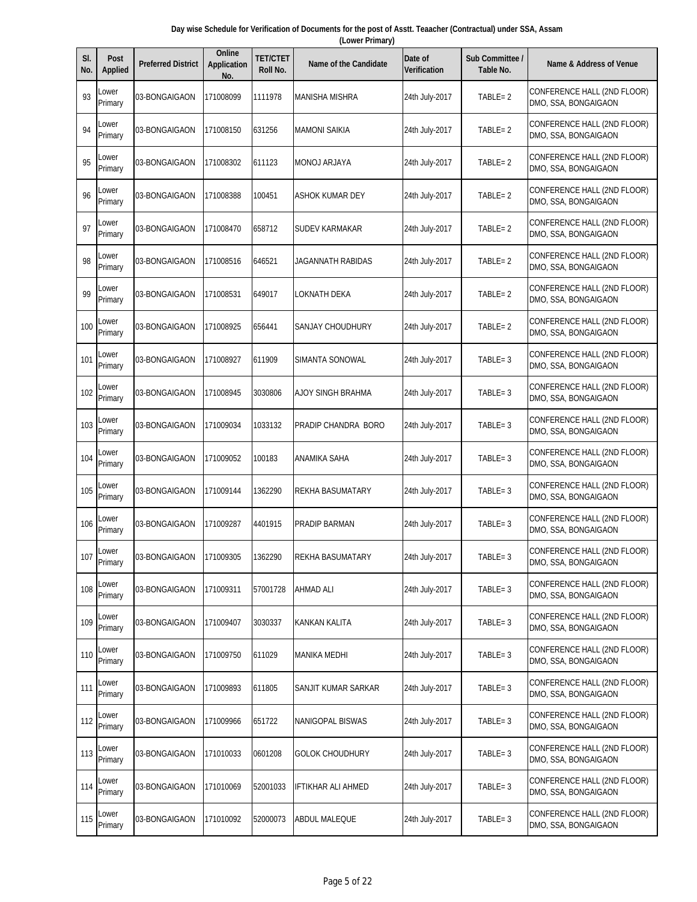**Day wise Schedule for Verification of Documents for the post of Asstt. Teaacher (Contractual) under SSA, Assam (Lower Primary)**

| Sl. No. | Post Applied | Preferred District | Online Application No. | TET/CTET Roll No. | Name of the Candidate | Date of Verification | Sub Committee / Table No. | Name & Address of Venue |
|---|---|---|---|---|---|---|---|---|
| 93 | Lower Primary | 03-BONGAIGAON | 171008099 | 1111978 | MANISHA MISHRA | 24th July-2017 | TABLE= 2 | CONFERENCE HALL (2ND FLOOR) DMO, SSA, BONGAIGAON |
| 94 | Lower Primary | 03-BONGAIGAON | 171008150 | 631256 | MAMONI SAIKIA | 24th July-2017 | TABLE= 2 | CONFERENCE HALL (2ND FLOOR) DMO, SSA, BONGAIGAON |
| 95 | Lower Primary | 03-BONGAIGAON | 171008302 | 611123 | MONOJ ARJAYA | 24th July-2017 | TABLE= 2 | CONFERENCE HALL (2ND FLOOR) DMO, SSA, BONGAIGAON |
| 96 | Lower Primary | 03-BONGAIGAON | 171008388 | 100451 | ASHOK KUMAR DEY | 24th July-2017 | TABLE= 2 | CONFERENCE HALL (2ND FLOOR) DMO, SSA, BONGAIGAON |
| 97 | Lower Primary | 03-BONGAIGAON | 171008470 | 658712 | SUDEV KARMAKAR | 24th July-2017 | TABLE= 2 | CONFERENCE HALL (2ND FLOOR) DMO, SSA, BONGAIGAON |
| 98 | Lower Primary | 03-BONGAIGAON | 171008516 | 646521 | JAGANNATH RABIDAS | 24th July-2017 | TABLE= 2 | CONFERENCE HALL (2ND FLOOR) DMO, SSA, BONGAIGAON |
| 99 | Lower Primary | 03-BONGAIGAON | 171008531 | 649017 | LOKNATH DEKA | 24th July-2017 | TABLE= 2 | CONFERENCE HALL (2ND FLOOR) DMO, SSA, BONGAIGAON |
| 100 | Lower Primary | 03-BONGAIGAON | 171008925 | 656441 | SANJAY CHOUDHURY | 24th July-2017 | TABLE= 2 | CONFERENCE HALL (2ND FLOOR) DMO, SSA, BONGAIGAON |
| 101 | Lower Primary | 03-BONGAIGAON | 171008927 | 611909 | SIMANTA SONOWAL | 24th July-2017 | TABLE= 3 | CONFERENCE HALL (2ND FLOOR) DMO, SSA, BONGAIGAON |
| 102 | Lower Primary | 03-BONGAIGAON | 171008945 | 3030806 | AJOY SINGH BRAHMA | 24th July-2017 | TABLE= 3 | CONFERENCE HALL (2ND FLOOR) DMO, SSA, BONGAIGAON |
| 103 | Lower Primary | 03-BONGAIGAON | 171009034 | 1033132 | PRADIP CHANDRA BORO | 24th July-2017 | TABLE= 3 | CONFERENCE HALL (2ND FLOOR) DMO, SSA, BONGAIGAON |
| 104 | Lower Primary | 03-BONGAIGAON | 171009052 | 100183 | ANAMIKA SAHA | 24th July-2017 | TABLE= 3 | CONFERENCE HALL (2ND FLOOR) DMO, SSA, BONGAIGAON |
| 105 | Lower Primary | 03-BONGAIGAON | 171009144 | 1362290 | REKHA BASUMATARY | 24th July-2017 | TABLE= 3 | CONFERENCE HALL (2ND FLOOR) DMO, SSA, BONGAIGAON |
| 106 | Lower Primary | 03-BONGAIGAON | 171009287 | 4401915 | PRADIP BARMAN | 24th July-2017 | TABLE= 3 | CONFERENCE HALL (2ND FLOOR) DMO, SSA, BONGAIGAON |
| 107 | Lower Primary | 03-BONGAIGAON | 171009305 | 1362290 | REKHA BASUMATARY | 24th July-2017 | TABLE= 3 | CONFERENCE HALL (2ND FLOOR) DMO, SSA, BONGAIGAON |
| 108 | Lower Primary | 03-BONGAIGAON | 171009311 | 57001728 | AHMAD ALI | 24th July-2017 | TABLE= 3 | CONFERENCE HALL (2ND FLOOR) DMO, SSA, BONGAIGAON |
| 109 | Lower Primary | 03-BONGAIGAON | 171009407 | 3030337 | KANKAN KALITA | 24th July-2017 | TABLE= 3 | CONFERENCE HALL (2ND FLOOR) DMO, SSA, BONGAIGAON |
| 110 | Lower Primary | 03-BONGAIGAON | 171009750 | 611029 | MANIKA MEDHI | 24th July-2017 | TABLE= 3 | CONFERENCE HALL (2ND FLOOR) DMO, SSA, BONGAIGAON |
| 111 | Lower Primary | 03-BONGAIGAON | 171009893 | 611805 | SANJIT KUMAR SARKAR | 24th July-2017 | TABLE= 3 | CONFERENCE HALL (2ND FLOOR) DMO, SSA, BONGAIGAON |
| 112 | Lower Primary | 03-BONGAIGAON | 171009966 | 651722 | NANIGOPAL BISWAS | 24th July-2017 | TABLE= 3 | CONFERENCE HALL (2ND FLOOR) DMO, SSA, BONGAIGAON |
| 113 | Lower Primary | 03-BONGAIGAON | 171010033 | 0601208 | GOLOK CHOUDHURY | 24th July-2017 | TABLE= 3 | CONFERENCE HALL (2ND FLOOR) DMO, SSA, BONGAIGAON |
| 114 | Lower Primary | 03-BONGAIGAON | 171010069 | 52001033 | IFTIKHAR ALI AHMED | 24th July-2017 | TABLE= 3 | CONFERENCE HALL (2ND FLOOR) DMO, SSA, BONGAIGAON |
| 115 | Lower Primary | 03-BONGAIGAON | 171010092 | 52000073 | ABDUL MALEQUE | 24th July-2017 | TABLE= 3 | CONFERENCE HALL (2ND FLOOR) DMO, SSA, BONGAIGAON |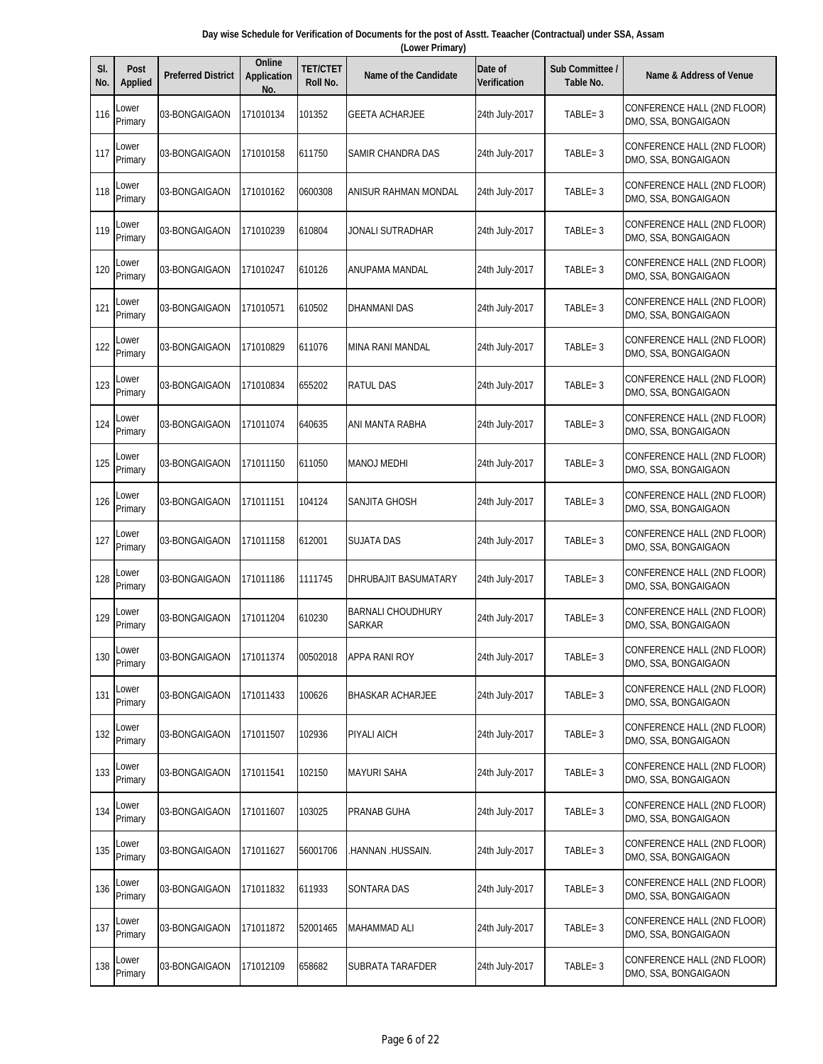**Day wise Schedule for Verification of Documents for the post of Asstt. Teaacher (Contractual) under SSA, Assam (Lower Primary)**

| Sl. No. | Post Applied | Preferred District | Online Application No. | TET/CTET Roll No. | Name of the Candidate | Date of Verification | Sub Committee / Table No. | Name & Address of Venue |
|---|---|---|---|---|---|---|---|---|
| 116 | Lower Primary | 03-BONGAIGAON | 171010134 | 101352 | GEETA ACHARJEE | 24th July-2017 | TABLE= 3 | CONFERENCE HALL (2ND FLOOR) DMO, SSA, BONGAIGAON |
| 117 | Lower Primary | 03-BONGAIGAON | 171010158 | 611750 | SAMIR CHANDRA DAS | 24th July-2017 | TABLE= 3 | CONFERENCE HALL (2ND FLOOR) DMO, SSA, BONGAIGAON |
| 118 | Lower Primary | 03-BONGAIGAON | 171010162 | 0600308 | ANISUR RAHMAN MONDAL | 24th July-2017 | TABLE= 3 | CONFERENCE HALL (2ND FLOOR) DMO, SSA, BONGAIGAON |
| 119 | Lower Primary | 03-BONGAIGAON | 171010239 | 610804 | JONALI SUTRADHAR | 24th July-2017 | TABLE= 3 | CONFERENCE HALL (2ND FLOOR) DMO, SSA, BONGAIGAON |
| 120 | Lower Primary | 03-BONGAIGAON | 171010247 | 610126 | ANUPAMA MANDAL | 24th July-2017 | TABLE= 3 | CONFERENCE HALL (2ND FLOOR) DMO, SSA, BONGAIGAON |
| 121 | Lower Primary | 03-BONGAIGAON | 171010571 | 610502 | DHANMANI DAS | 24th July-2017 | TABLE= 3 | CONFERENCE HALL (2ND FLOOR) DMO, SSA, BONGAIGAON |
| 122 | Lower Primary | 03-BONGAIGAON | 171010829 | 611076 | MINA RANI MANDAL | 24th July-2017 | TABLE= 3 | CONFERENCE HALL (2ND FLOOR) DMO, SSA, BONGAIGAON |
| 123 | Lower Primary | 03-BONGAIGAON | 171010834 | 655202 | RATUL DAS | 24th July-2017 | TABLE= 3 | CONFERENCE HALL (2ND FLOOR) DMO, SSA, BONGAIGAON |
| 124 | Lower Primary | 03-BONGAIGAON | 171011074 | 640635 | ANI MANTA RABHA | 24th July-2017 | TABLE= 3 | CONFERENCE HALL (2ND FLOOR) DMO, SSA, BONGAIGAON |
| 125 | Lower Primary | 03-BONGAIGAON | 171011150 | 611050 | MANOJ MEDHI | 24th July-2017 | TABLE= 3 | CONFERENCE HALL (2ND FLOOR) DMO, SSA, BONGAIGAON |
| 126 | Lower Primary | 03-BONGAIGAON | 171011151 | 104124 | SANJITA GHOSH | 24th July-2017 | TABLE= 3 | CONFERENCE HALL (2ND FLOOR) DMO, SSA, BONGAIGAON |
| 127 | Lower Primary | 03-BONGAIGAON | 171011158 | 612001 | SUJATA DAS | 24th July-2017 | TABLE= 3 | CONFERENCE HALL (2ND FLOOR) DMO, SSA, BONGAIGAON |
| 128 | Lower Primary | 03-BONGAIGAON | 171011186 | 1111745 | DHRUBAJIT BASUMATARY | 24th July-2017 | TABLE= 3 | CONFERENCE HALL (2ND FLOOR) DMO, SSA, BONGAIGAON |
| 129 | Lower Primary | 03-BONGAIGAON | 171011204 | 610230 | BARNALI CHOUDHURY SARKAR | 24th July-2017 | TABLE= 3 | CONFERENCE HALL (2ND FLOOR) DMO, SSA, BONGAIGAON |
| 130 | Lower Primary | 03-BONGAIGAON | 171011374 | 00502018 | APPA RANI ROY | 24th July-2017 | TABLE= 3 | CONFERENCE HALL (2ND FLOOR) DMO, SSA, BONGAIGAON |
| 131 | Lower Primary | 03-BONGAIGAON | 171011433 | 100626 | BHASKAR ACHARJEE | 24th July-2017 | TABLE= 3 | CONFERENCE HALL (2ND FLOOR) DMO, SSA, BONGAIGAON |
| 132 | Lower Primary | 03-BONGAIGAON | 171011507 | 102936 | PIYALI AICH | 24th July-2017 | TABLE= 3 | CONFERENCE HALL (2ND FLOOR) DMO, SSA, BONGAIGAON |
| 133 | Lower Primary | 03-BONGAIGAON | 171011541 | 102150 | MAYURI SAHA | 24th July-2017 | TABLE= 3 | CONFERENCE HALL (2ND FLOOR) DMO, SSA, BONGAIGAON |
| 134 | Lower Primary | 03-BONGAIGAON | 171011607 | 103025 | PRANAB GUHA | 24th July-2017 | TABLE= 3 | CONFERENCE HALL (2ND FLOOR) DMO, SSA, BONGAIGAON |
| 135 | Lower Primary | 03-BONGAIGAON | 171011627 | 56001706 | .HANNAN .HUSSAIN. | 24th July-2017 | TABLE= 3 | CONFERENCE HALL (2ND FLOOR) DMO, SSA, BONGAIGAON |
| 136 | Lower Primary | 03-BONGAIGAON | 171011832 | 611933 | SONTARA DAS | 24th July-2017 | TABLE= 3 | CONFERENCE HALL (2ND FLOOR) DMO, SSA, BONGAIGAON |
| 137 | Lower Primary | 03-BONGAIGAON | 171011872 | 52001465 | MAHAMMAD ALI | 24th July-2017 | TABLE= 3 | CONFERENCE HALL (2ND FLOOR) DMO, SSA, BONGAIGAON |
| 138 | Lower Primary | 03-BONGAIGAON | 171012109 | 658682 | SUBRATA TARAFDER | 24th July-2017 | TABLE= 3 | CONFERENCE HALL (2ND FLOOR) DMO, SSA, BONGAIGAON |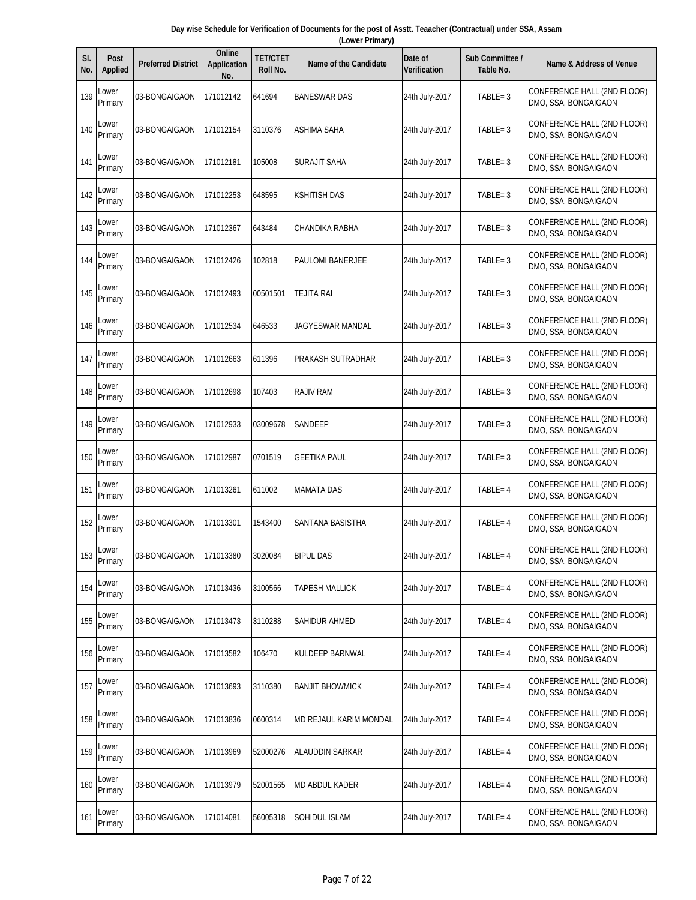**Day wise Schedule for Verification of Documents for the post of Asstt. Teaacher (Contractual) under SSA, Assam (Lower Primary)**

| Sl. No. | Post Applied | Preferred District | Online Application No. | TET/CTET Roll No. | Name of the Candidate | Date of Verification | Sub Committee / Table No. | Name & Address of Venue |
|---|---|---|---|---|---|---|---|---|
| 139 | Lower Primary | 03-BONGAIGAON | 171012142 | 641694 | BANESWAR DAS | 24th July-2017 | TABLE= 3 | CONFERENCE HALL (2ND FLOOR) DMO, SSA, BONGAIGAON |
| 140 | Lower Primary | 03-BONGAIGAON | 171012154 | 3110376 | ASHIMA SAHA | 24th July-2017 | TABLE= 3 | CONFERENCE HALL (2ND FLOOR) DMO, SSA, BONGAIGAON |
| 141 | Lower Primary | 03-BONGAIGAON | 171012181 | 105008 | SURAJIT SAHA | 24th July-2017 | TABLE= 3 | CONFERENCE HALL (2ND FLOOR) DMO, SSA, BONGAIGAON |
| 142 | Lower Primary | 03-BONGAIGAON | 171012253 | 648595 | KSHITISH DAS | 24th July-2017 | TABLE= 3 | CONFERENCE HALL (2ND FLOOR) DMO, SSA, BONGAIGAON |
| 143 | Lower Primary | 03-BONGAIGAON | 171012367 | 643484 | CHANDIKA RABHA | 24th July-2017 | TABLE= 3 | CONFERENCE HALL (2ND FLOOR) DMO, SSA, BONGAIGAON |
| 144 | Lower Primary | 03-BONGAIGAON | 171012426 | 102818 | PAULOMI BANERJEE | 24th July-2017 | TABLE= 3 | CONFERENCE HALL (2ND FLOOR) DMO, SSA, BONGAIGAON |
| 145 | Lower Primary | 03-BONGAIGAON | 171012493 | 00501501 | TEJITA RAI | 24th July-2017 | TABLE= 3 | CONFERENCE HALL (2ND FLOOR) DMO, SSA, BONGAIGAON |
| 146 | Lower Primary | 03-BONGAIGAON | 171012534 | 646533 | JAGYESWAR MANDAL | 24th July-2017 | TABLE= 3 | CONFERENCE HALL (2ND FLOOR) DMO, SSA, BONGAIGAON |
| 147 | Lower Primary | 03-BONGAIGAON | 171012663 | 611396 | PRAKASH SUTRADHAR | 24th July-2017 | TABLE= 3 | CONFERENCE HALL (2ND FLOOR) DMO, SSA, BONGAIGAON |
| 148 | Lower Primary | 03-BONGAIGAON | 171012698 | 107403 | RAJIV RAM | 24th July-2017 | TABLE= 3 | CONFERENCE HALL (2ND FLOOR) DMO, SSA, BONGAIGAON |
| 149 | Lower Primary | 03-BONGAIGAON | 171012933 | 03009678 | SANDEEP | 24th July-2017 | TABLE= 3 | CONFERENCE HALL (2ND FLOOR) DMO, SSA, BONGAIGAON |
| 150 | Lower Primary | 03-BONGAIGAON | 171012987 | 0701519 | GEETIKA PAUL | 24th July-2017 | TABLE= 3 | CONFERENCE HALL (2ND FLOOR) DMO, SSA, BONGAIGAON |
| 151 | Lower Primary | 03-BONGAIGAON | 171013261 | 611002 | MAMATA DAS | 24th July-2017 | TABLE= 4 | CONFERENCE HALL (2ND FLOOR) DMO, SSA, BONGAIGAON |
| 152 | Lower Primary | 03-BONGAIGAON | 171013301 | 1543400 | SANTANA BASISTHA | 24th July-2017 | TABLE= 4 | CONFERENCE HALL (2ND FLOOR) DMO, SSA, BONGAIGAON |
| 153 | Lower Primary | 03-BONGAIGAON | 171013380 | 3020084 | BIPUL DAS | 24th July-2017 | TABLE= 4 | CONFERENCE HALL (2ND FLOOR) DMO, SSA, BONGAIGAON |
| 154 | Lower Primary | 03-BONGAIGAON | 171013436 | 3100566 | TAPESH MALLICK | 24th July-2017 | TABLE= 4 | CONFERENCE HALL (2ND FLOOR) DMO, SSA, BONGAIGAON |
| 155 | Lower Primary | 03-BONGAIGAON | 171013473 | 3110288 | SAHIDUR AHMED | 24th July-2017 | TABLE= 4 | CONFERENCE HALL (2ND FLOOR) DMO, SSA, BONGAIGAON |
| 156 | Lower Primary | 03-BONGAIGAON | 171013582 | 106470 | KULDEEP BARNWAL | 24th July-2017 | TABLE= 4 | CONFERENCE HALL (2ND FLOOR) DMO, SSA, BONGAIGAON |
| 157 | Lower Primary | 03-BONGAIGAON | 171013693 | 3110380 | BANJIT BHOWMICK | 24th July-2017 | TABLE= 4 | CONFERENCE HALL (2ND FLOOR) DMO, SSA, BONGAIGAON |
| 158 | Lower Primary | 03-BONGAIGAON | 171013836 | 0600314 | MD REJAUL KARIM MONDAL | 24th July-2017 | TABLE= 4 | CONFERENCE HALL (2ND FLOOR) DMO, SSA, BONGAIGAON |
| 159 | Lower Primary | 03-BONGAIGAON | 171013969 | 52000276 | ALAUDDIN SARKAR | 24th July-2017 | TABLE= 4 | CONFERENCE HALL (2ND FLOOR) DMO, SSA, BONGAIGAON |
| 160 | Lower Primary | 03-BONGAIGAON | 171013979 | 52001565 | MD ABDUL KADER | 24th July-2017 | TABLE= 4 | CONFERENCE HALL (2ND FLOOR) DMO, SSA, BONGAIGAON |
| 161 | Lower Primary | 03-BONGAIGAON | 171014081 | 56005318 | SOHIDUL ISLAM | 24th July-2017 | TABLE= 4 | CONFERENCE HALL (2ND FLOOR) DMO, SSA, BONGAIGAON |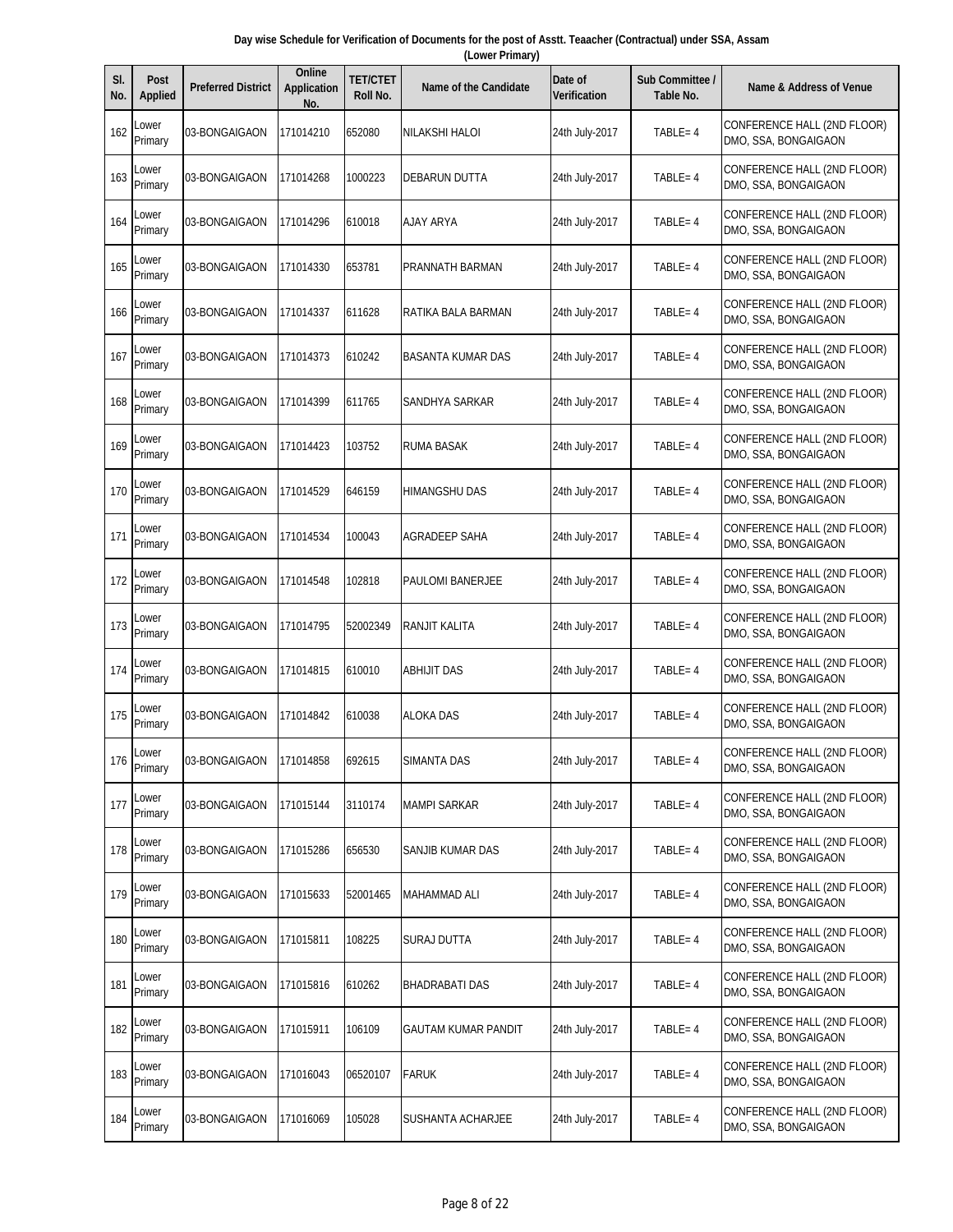**Day wise Schedule for Verification of Documents for the post of Asstt. Teaacher (Contractual) under SSA, Assam (Lower Primary)**

| Sl. No. | Post Applied | Preferred District | Online Application No. | TET/CTET Roll No. | Name of the Candidate | Date of Verification | Sub Committee / Table No. | Name & Address of Venue |
|---|---|---|---|---|---|---|---|---|
| 162 | Lower Primary | 03-BONGAIGAON | 171014210 | 652080 | NILAKSHI HALOI | 24th July-2017 | TABLE= 4 | CONFERENCE HALL (2ND FLOOR) DMO, SSA, BONGAIGAON |
| 163 | Lower Primary | 03-BONGAIGAON | 171014268 | 1000223 | DEBARUN DUTTA | 24th July-2017 | TABLE= 4 | CONFERENCE HALL (2ND FLOOR) DMO, SSA, BONGAIGAON |
| 164 | Lower Primary | 03-BONGAIGAON | 171014296 | 610018 | AJAY ARYA | 24th July-2017 | TABLE= 4 | CONFERENCE HALL (2ND FLOOR) DMO, SSA, BONGAIGAON |
| 165 | Lower Primary | 03-BONGAIGAON | 171014330 | 653781 | PRANNATH BARMAN | 24th July-2017 | TABLE= 4 | CONFERENCE HALL (2ND FLOOR) DMO, SSA, BONGAIGAON |
| 166 | Lower Primary | 03-BONGAIGAON | 171014337 | 611628 | RATIKA BALA BARMAN | 24th July-2017 | TABLE= 4 | CONFERENCE HALL (2ND FLOOR) DMO, SSA, BONGAIGAON |
| 167 | Lower Primary | 03-BONGAIGAON | 171014373 | 610242 | BASANTA KUMAR DAS | 24th July-2017 | TABLE= 4 | CONFERENCE HALL (2ND FLOOR) DMO, SSA, BONGAIGAON |
| 168 | Lower Primary | 03-BONGAIGAON | 171014399 | 611765 | SANDHYA SARKAR | 24th July-2017 | TABLE= 4 | CONFERENCE HALL (2ND FLOOR) DMO, SSA, BONGAIGAON |
| 169 | Lower Primary | 03-BONGAIGAON | 171014423 | 103752 | RUMA BASAK | 24th July-2017 | TABLE= 4 | CONFERENCE HALL (2ND FLOOR) DMO, SSA, BONGAIGAON |
| 170 | Lower Primary | 03-BONGAIGAON | 171014529 | 646159 | HIMANGSHU DAS | 24th July-2017 | TABLE= 4 | CONFERENCE HALL (2ND FLOOR) DMO, SSA, BONGAIGAON |
| 171 | Lower Primary | 03-BONGAIGAON | 171014534 | 100043 | AGRADEEP SAHA | 24th July-2017 | TABLE= 4 | CONFERENCE HALL (2ND FLOOR) DMO, SSA, BONGAIGAON |
| 172 | Lower Primary | 03-BONGAIGAON | 171014548 | 102818 | PAULOMI BANERJEE | 24th July-2017 | TABLE= 4 | CONFERENCE HALL (2ND FLOOR) DMO, SSA, BONGAIGAON |
| 173 | Lower Primary | 03-BONGAIGAON | 171014795 | 52002349 | RANJIT KALITA | 24th July-2017 | TABLE= 4 | CONFERENCE HALL (2ND FLOOR) DMO, SSA, BONGAIGAON |
| 174 | Lower Primary | 03-BONGAIGAON | 171014815 | 610010 | ABHIJIT DAS | 24th July-2017 | TABLE= 4 | CONFERENCE HALL (2ND FLOOR) DMO, SSA, BONGAIGAON |
| 175 | Lower Primary | 03-BONGAIGAON | 171014842 | 610038 | ALOKA DAS | 24th July-2017 | TABLE= 4 | CONFERENCE HALL (2ND FLOOR) DMO, SSA, BONGAIGAON |
| 176 | Lower Primary | 03-BONGAIGAON | 171014858 | 692615 | SIMANTA DAS | 24th July-2017 | TABLE= 4 | CONFERENCE HALL (2ND FLOOR) DMO, SSA, BONGAIGAON |
| 177 | Lower Primary | 03-BONGAIGAON | 171015144 | 3110174 | MAMPI SARKAR | 24th July-2017 | TABLE= 4 | CONFERENCE HALL (2ND FLOOR) DMO, SSA, BONGAIGAON |
| 178 | Lower Primary | 03-BONGAIGAON | 171015286 | 656530 | SANJIB KUMAR DAS | 24th July-2017 | TABLE= 4 | CONFERENCE HALL (2ND FLOOR) DMO, SSA, BONGAIGAON |
| 179 | Lower Primary | 03-BONGAIGAON | 171015633 | 52001465 | MAHAMMAD ALI | 24th July-2017 | TABLE= 4 | CONFERENCE HALL (2ND FLOOR) DMO, SSA, BONGAIGAON |
| 180 | Lower Primary | 03-BONGAIGAON | 171015811 | 108225 | SURAJ DUTTA | 24th July-2017 | TABLE= 4 | CONFERENCE HALL (2ND FLOOR) DMO, SSA, BONGAIGAON |
| 181 | Lower Primary | 03-BONGAIGAON | 171015816 | 610262 | BHADRABATI DAS | 24th July-2017 | TABLE= 4 | CONFERENCE HALL (2ND FLOOR) DMO, SSA, BONGAIGAON |
| 182 | Lower Primary | 03-BONGAIGAON | 171015911 | 106109 | GAUTAM KUMAR PANDIT | 24th July-2017 | TABLE= 4 | CONFERENCE HALL (2ND FLOOR) DMO, SSA, BONGAIGAON |
| 183 | Lower Primary | 03-BONGAIGAON | 171016043 | 06520107 | FARUK | 24th July-2017 | TABLE= 4 | CONFERENCE HALL (2ND FLOOR) DMO, SSA, BONGAIGAON |
| 184 | Lower Primary | 03-BONGAIGAON | 171016069 | 105028 | SUSHANTA ACHARJEE | 24th July-2017 | TABLE= 4 | CONFERENCE HALL (2ND FLOOR) DMO, SSA, BONGAIGAON |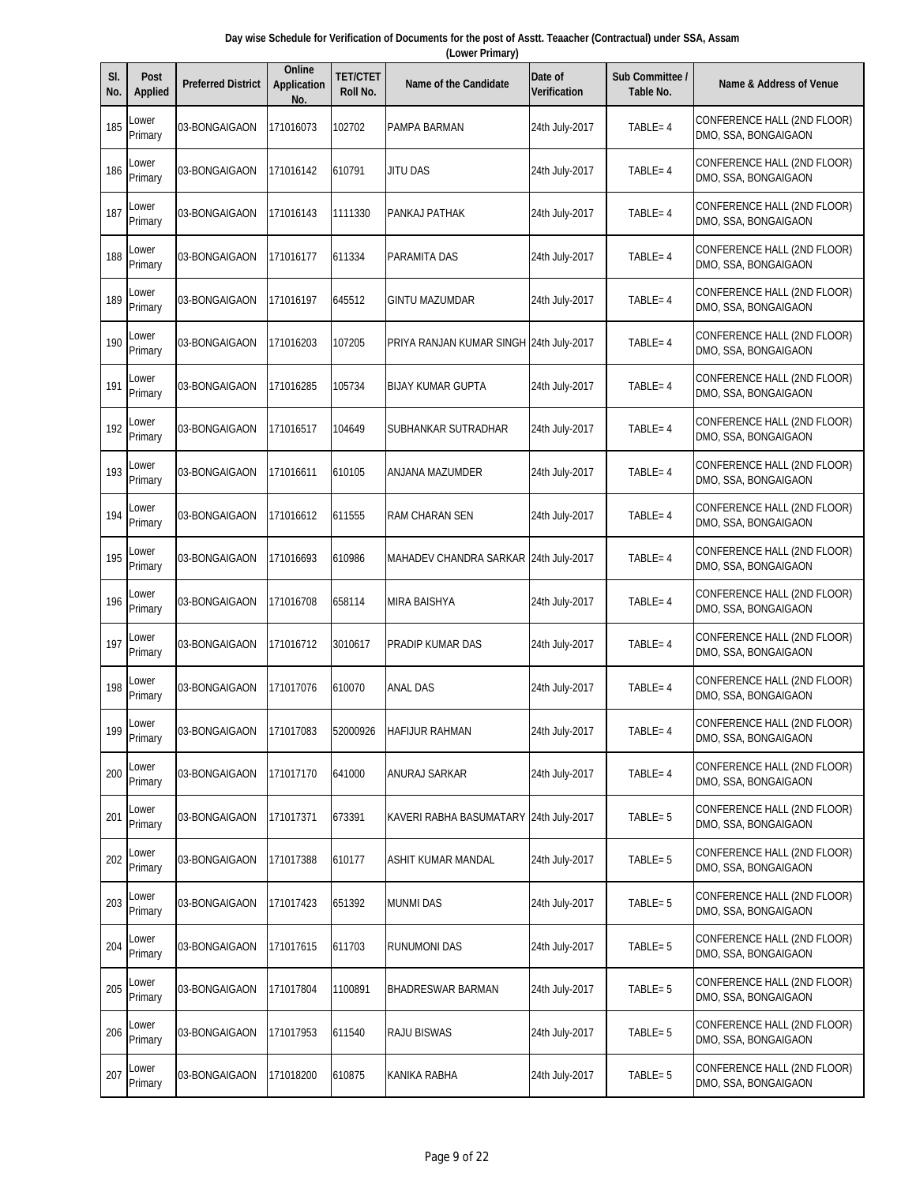**Day wise Schedule for Verification of Documents for the post of Asstt. Teaacher (Contractual) under SSA, Assam (Lower Primary)**

| Sl. No. | Post Applied | Preferred District | Online Application No. | TET/CTET Roll No. | Name of the Candidate | Date of Verification | Sub Committee / Table No. | Name & Address of Venue |
|---|---|---|---|---|---|---|---|---|
| 185 | Lower Primary | 03-BONGAIGAON | 171016073 | 102702 | PAMPA BARMAN | 24th July-2017 | TABLE= 4 | CONFERENCE HALL (2ND FLOOR) DMO, SSA, BONGAIGAON |
| 186 | Lower Primary | 03-BONGAIGAON | 171016142 | 610791 | JITU DAS | 24th July-2017 | TABLE= 4 | CONFERENCE HALL (2ND FLOOR) DMO, SSA, BONGAIGAON |
| 187 | Lower Primary | 03-BONGAIGAON | 171016143 | 1111330 | PANKAJ PATHAK | 24th July-2017 | TABLE= 4 | CONFERENCE HALL (2ND FLOOR) DMO, SSA, BONGAIGAON |
| 188 | Lower Primary | 03-BONGAIGAON | 171016177 | 611334 | PARAMITA DAS | 24th July-2017 | TABLE= 4 | CONFERENCE HALL (2ND FLOOR) DMO, SSA, BONGAIGAON |
| 189 | Lower Primary | 03-BONGAIGAON | 171016197 | 645512 | GINTU MAZUMDAR | 24th July-2017 | TABLE= 4 | CONFERENCE HALL (2ND FLOOR) DMO, SSA, BONGAIGAON |
| 190 | Lower Primary | 03-BONGAIGAON | 171016203 | 107205 | PRIYA RANJAN KUMAR SINGH | 24th July-2017 | TABLE= 4 | CONFERENCE HALL (2ND FLOOR) DMO, SSA, BONGAIGAON |
| 191 | Lower Primary | 03-BONGAIGAON | 171016285 | 105734 | BIJAY KUMAR GUPTA | 24th July-2017 | TABLE= 4 | CONFERENCE HALL (2ND FLOOR) DMO, SSA, BONGAIGAON |
| 192 | Lower Primary | 03-BONGAIGAON | 171016517 | 104649 | SUBHANKAR SUTRADHAR | 24th July-2017 | TABLE= 4 | CONFERENCE HALL (2ND FLOOR) DMO, SSA, BONGAIGAON |
| 193 | Lower Primary | 03-BONGAIGAON | 171016611 | 610105 | ANJANA MAZUMDER | 24th July-2017 | TABLE= 4 | CONFERENCE HALL (2ND FLOOR) DMO, SSA, BONGAIGAON |
| 194 | Lower Primary | 03-BONGAIGAON | 171016612 | 611555 | RAM CHARAN SEN | 24th July-2017 | TABLE= 4 | CONFERENCE HALL (2ND FLOOR) DMO, SSA, BONGAIGAON |
| 195 | Lower Primary | 03-BONGAIGAON | 171016693 | 610986 | MAHADEV CHANDRA SARKAR | 24th July-2017 | TABLE= 4 | CONFERENCE HALL (2ND FLOOR) DMO, SSA, BONGAIGAON |
| 196 | Lower Primary | 03-BONGAIGAON | 171016708 | 658114 | MIRA BAISHYA | 24th July-2017 | TABLE= 4 | CONFERENCE HALL (2ND FLOOR) DMO, SSA, BONGAIGAON |
| 197 | Lower Primary | 03-BONGAIGAON | 171016712 | 3010617 | PRADIP KUMAR DAS | 24th July-2017 | TABLE= 4 | CONFERENCE HALL (2ND FLOOR) DMO, SSA, BONGAIGAON |
| 198 | Lower Primary | 03-BONGAIGAON | 171017076 | 610070 | ANAL DAS | 24th July-2017 | TABLE= 4 | CONFERENCE HALL (2ND FLOOR) DMO, SSA, BONGAIGAON |
| 199 | Lower Primary | 03-BONGAIGAON | 171017083 | 52000926 | HAFIJUR RAHMAN | 24th July-2017 | TABLE= 4 | CONFERENCE HALL (2ND FLOOR) DMO, SSA, BONGAIGAON |
| 200 | Lower Primary | 03-BONGAIGAON | 171017170 | 641000 | ANURAJ SARKAR | 24th July-2017 | TABLE= 4 | CONFERENCE HALL (2ND FLOOR) DMO, SSA, BONGAIGAON |
| 201 | Lower Primary | 03-BONGAIGAON | 171017371 | 673391 | KAVERI RABHA BASUMATARY | 24th July-2017 | TABLE= 5 | CONFERENCE HALL (2ND FLOOR) DMO, SSA, BONGAIGAON |
| 202 | Lower Primary | 03-BONGAIGAON | 171017388 | 610177 | ASHIT KUMAR MANDAL | 24th July-2017 | TABLE= 5 | CONFERENCE HALL (2ND FLOOR) DMO, SSA, BONGAIGAON |
| 203 | Lower Primary | 03-BONGAIGAON | 171017423 | 651392 | MUNMI DAS | 24th July-2017 | TABLE= 5 | CONFERENCE HALL (2ND FLOOR) DMO, SSA, BONGAIGAON |
| 204 | Lower Primary | 03-BONGAIGAON | 171017615 | 611703 | RUNUMONI DAS | 24th July-2017 | TABLE= 5 | CONFERENCE HALL (2ND FLOOR) DMO, SSA, BONGAIGAON |
| 205 | Lower Primary | 03-BONGAIGAON | 171017804 | 1100891 | BHADRESWAR BARMAN | 24th July-2017 | TABLE= 5 | CONFERENCE HALL (2ND FLOOR) DMO, SSA, BONGAIGAON |
| 206 | Lower Primary | 03-BONGAIGAON | 171017953 | 611540 | RAJU BISWAS | 24th July-2017 | TABLE= 5 | CONFERENCE HALL (2ND FLOOR) DMO, SSA, BONGAIGAON |
| 207 | Lower Primary | 03-BONGAIGAON | 171018200 | 610875 | KANIKA RABHA | 24th July-2017 | TABLE= 5 | CONFERENCE HALL (2ND FLOOR) DMO, SSA, BONGAIGAON |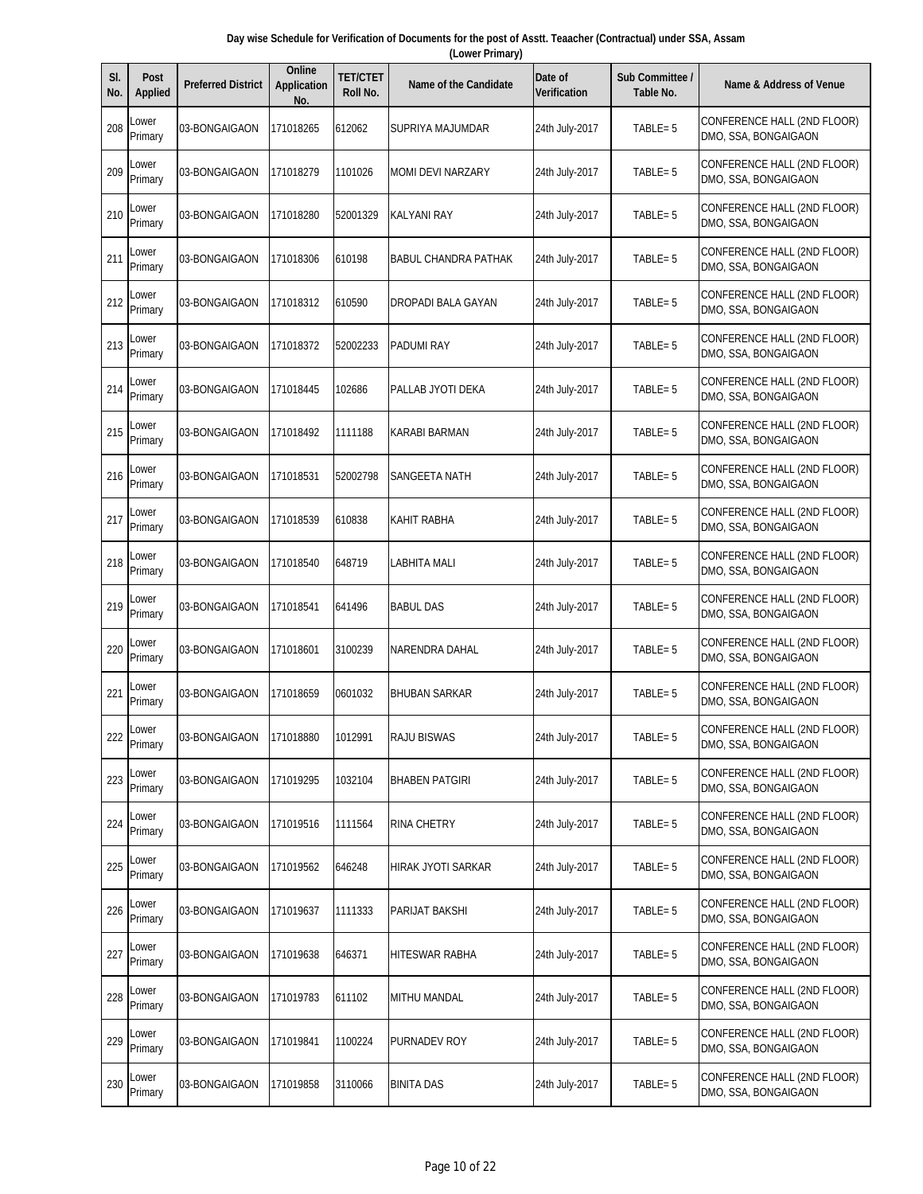**Day wise Schedule for Verification of Documents for the post of Asstt. Teaacher (Contractual) under SSA, Assam (Lower Primary)**

| Sl. No. | Post Applied | Preferred District | Online Application No. | TET/CTET Roll No. | Name of the Candidate | Date of Verification | Sub Committee / Table No. | Name & Address of Venue |
|---|---|---|---|---|---|---|---|---|
| 208 | Lower Primary | 03-BONGAIGAON | 171018265 | 612062 | SUPRIYA MAJUMDAR | 24th July-2017 | TABLE= 5 | CONFERENCE HALL (2ND FLOOR) DMO, SSA, BONGAIGAON |
| 209 | Lower Primary | 03-BONGAIGAON | 171018279 | 1101026 | MOMI DEVI NARZARY | 24th July-2017 | TABLE= 5 | CONFERENCE HALL (2ND FLOOR) DMO, SSA, BONGAIGAON |
| 210 | Lower Primary | 03-BONGAIGAON | 171018280 | 52001329 | KALYANI RAY | 24th July-2017 | TABLE= 5 | CONFERENCE HALL (2ND FLOOR) DMO, SSA, BONGAIGAON |
| 211 | Lower Primary | 03-BONGAIGAON | 171018306 | 610198 | BABUL CHANDRA PATHAK | 24th July-2017 | TABLE= 5 | CONFERENCE HALL (2ND FLOOR) DMO, SSA, BONGAIGAON |
| 212 | Lower Primary | 03-BONGAIGAON | 171018312 | 610590 | DROPADI BALA GAYAN | 24th July-2017 | TABLE= 5 | CONFERENCE HALL (2ND FLOOR) DMO, SSA, BONGAIGAON |
| 213 | Lower Primary | 03-BONGAIGAON | 171018372 | 52002233 | PADUMI RAY | 24th July-2017 | TABLE= 5 | CONFERENCE HALL (2ND FLOOR) DMO, SSA, BONGAIGAON |
| 214 | Lower Primary | 03-BONGAIGAON | 171018445 | 102686 | PALLAB JYOTI DEKA | 24th July-2017 | TABLE= 5 | CONFERENCE HALL (2ND FLOOR) DMO, SSA, BONGAIGAON |
| 215 | Lower Primary | 03-BONGAIGAON | 171018492 | 1111188 | KARABI BARMAN | 24th July-2017 | TABLE= 5 | CONFERENCE HALL (2ND FLOOR) DMO, SSA, BONGAIGAON |
| 216 | Lower Primary | 03-BONGAIGAON | 171018531 | 52002798 | SANGEETA NATH | 24th July-2017 | TABLE= 5 | CONFERENCE HALL (2ND FLOOR) DMO, SSA, BONGAIGAON |
| 217 | Lower Primary | 03-BONGAIGAON | 171018539 | 610838 | KAHIT RABHA | 24th July-2017 | TABLE= 5 | CONFERENCE HALL (2ND FLOOR) DMO, SSA, BONGAIGAON |
| 218 | Lower Primary | 03-BONGAIGAON | 171018540 | 648719 | LABHITA MALI | 24th July-2017 | TABLE= 5 | CONFERENCE HALL (2ND FLOOR) DMO, SSA, BONGAIGAON |
| 219 | Lower Primary | 03-BONGAIGAON | 171018541 | 641496 | BABUL DAS | 24th July-2017 | TABLE= 5 | CONFERENCE HALL (2ND FLOOR) DMO, SSA, BONGAIGAON |
| 220 | Lower Primary | 03-BONGAIGAON | 171018601 | 3100239 | NARENDRA DAHAL | 24th July-2017 | TABLE= 5 | CONFERENCE HALL (2ND FLOOR) DMO, SSA, BONGAIGAON |
| 221 | Lower Primary | 03-BONGAIGAON | 171018659 | 0601032 | BHUBAN SARKAR | 24th July-2017 | TABLE= 5 | CONFERENCE HALL (2ND FLOOR) DMO, SSA, BONGAIGAON |
| 222 | Lower Primary | 03-BONGAIGAON | 171018880 | 1012991 | RAJU BISWAS | 24th July-2017 | TABLE= 5 | CONFERENCE HALL (2ND FLOOR) DMO, SSA, BONGAIGAON |
| 223 | Lower Primary | 03-BONGAIGAON | 171019295 | 1032104 | BHABEN PATGIRI | 24th July-2017 | TABLE= 5 | CONFERENCE HALL (2ND FLOOR) DMO, SSA, BONGAIGAON |
| 224 | Lower Primary | 03-BONGAIGAON | 171019516 | 1111564 | RINA CHETRY | 24th July-2017 | TABLE= 5 | CONFERENCE HALL (2ND FLOOR) DMO, SSA, BONGAIGAON |
| 225 | Lower Primary | 03-BONGAIGAON | 171019562 | 646248 | HIRAK JYOTI SARKAR | 24th July-2017 | TABLE= 5 | CONFERENCE HALL (2ND FLOOR) DMO, SSA, BONGAIGAON |
| 226 | Lower Primary | 03-BONGAIGAON | 171019637 | 1111333 | PARIJAT BAKSHI | 24th July-2017 | TABLE= 5 | CONFERENCE HALL (2ND FLOOR) DMO, SSA, BONGAIGAON |
| 227 | Lower Primary | 03-BONGAIGAON | 171019638 | 646371 | HITESWAR RABHA | 24th July-2017 | TABLE= 5 | CONFERENCE HALL (2ND FLOOR) DMO, SSA, BONGAIGAON |
| 228 | Lower Primary | 03-BONGAIGAON | 171019783 | 611102 | MITHU MANDAL | 24th July-2017 | TABLE= 5 | CONFERENCE HALL (2ND FLOOR) DMO, SSA, BONGAIGAON |
| 229 | Lower Primary | 03-BONGAIGAON | 171019841 | 1100224 | PURNADEV ROY | 24th July-2017 | TABLE= 5 | CONFERENCE HALL (2ND FLOOR) DMO, SSA, BONGAIGAON |
| 230 | Lower Primary | 03-BONGAIGAON | 171019858 | 3110066 | BINITA DAS | 24th July-2017 | TABLE= 5 | CONFERENCE HALL (2ND FLOOR) DMO, SSA, BONGAIGAON |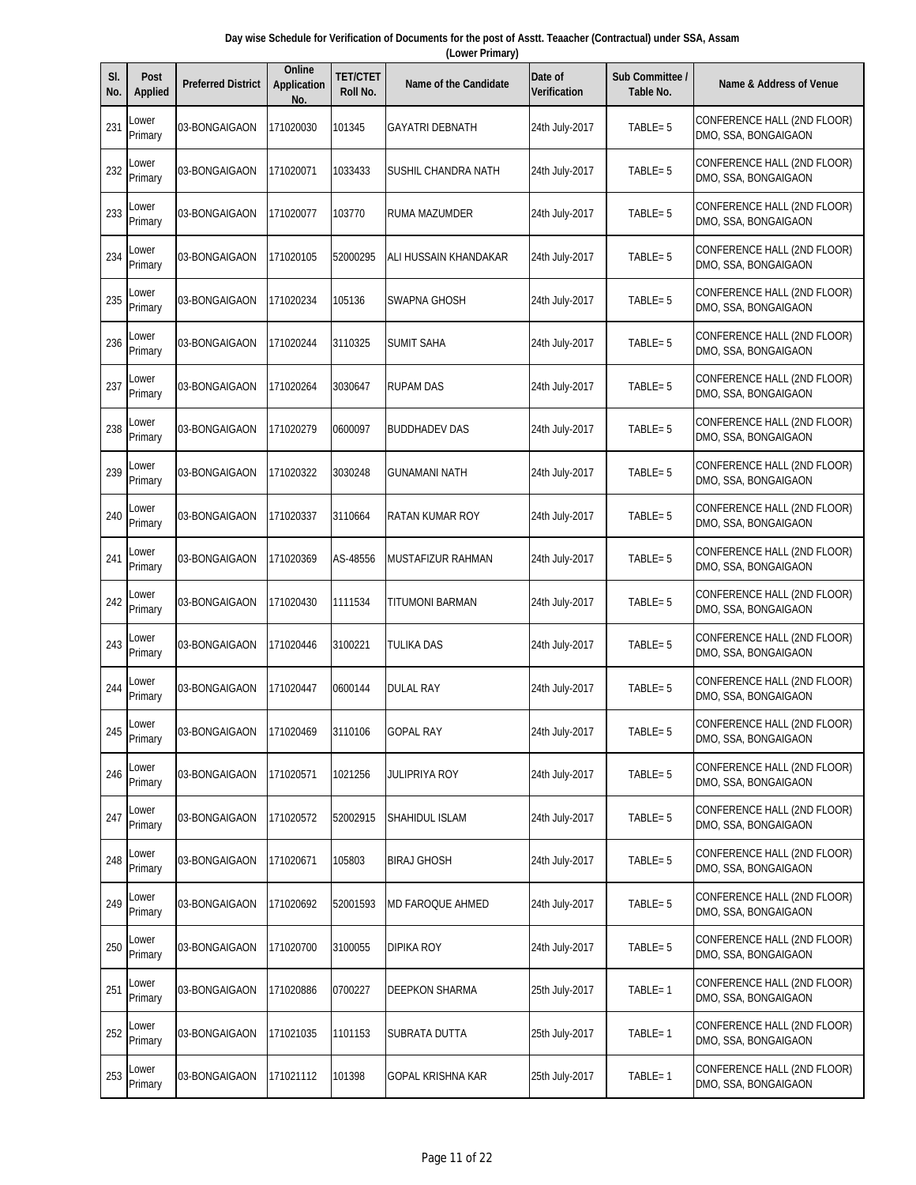**Day wise Schedule for Verification of Documents for the post of Asstt. Teaacher (Contractual) under SSA, Assam (Lower Primary)**

| Sl. No. | Post Applied | Preferred District | Online Application No. | TET/CTET Roll No. | Name of the Candidate | Date of Verification | Sub Committee / Table No. | Name & Address of Venue |
|---|---|---|---|---|---|---|---|---|
| 231 | Lower Primary | 03-BONGAIGAON | 171020030 | 101345 | GAYATRI DEBNATH | 24th July-2017 | TABLE= 5 | CONFERENCE HALL (2ND FLOOR) DMO, SSA, BONGAIGAON |
| 232 | Lower Primary | 03-BONGAIGAON | 171020071 | 1033433 | SUSHIL CHANDRA NATH | 24th July-2017 | TABLE= 5 | CONFERENCE HALL (2ND FLOOR) DMO, SSA, BONGAIGAON |
| 233 | Lower Primary | 03-BONGAIGAON | 171020077 | 103770 | RUMA MAZUMDER | 24th July-2017 | TABLE= 5 | CONFERENCE HALL (2ND FLOOR) DMO, SSA, BONGAIGAON |
| 234 | Lower Primary | 03-BONGAIGAON | 171020105 | 52000295 | ALI HUSSAIN KHANDAKAR | 24th July-2017 | TABLE= 5 | CONFERENCE HALL (2ND FLOOR) DMO, SSA, BONGAIGAON |
| 235 | Lower Primary | 03-BONGAIGAON | 171020234 | 105136 | SWAPNA GHOSH | 24th July-2017 | TABLE= 5 | CONFERENCE HALL (2ND FLOOR) DMO, SSA, BONGAIGAON |
| 236 | Lower Primary | 03-BONGAIGAON | 171020244 | 3110325 | SUMIT SAHA | 24th July-2017 | TABLE= 5 | CONFERENCE HALL (2ND FLOOR) DMO, SSA, BONGAIGAON |
| 237 | Lower Primary | 03-BONGAIGAON | 171020264 | 3030647 | RUPAM DAS | 24th July-2017 | TABLE= 5 | CONFERENCE HALL (2ND FLOOR) DMO, SSA, BONGAIGAON |
| 238 | Lower Primary | 03-BONGAIGAON | 171020279 | 0600097 | BUDDHADEV DAS | 24th July-2017 | TABLE= 5 | CONFERENCE HALL (2ND FLOOR) DMO, SSA, BONGAIGAON |
| 239 | Lower Primary | 03-BONGAIGAON | 171020322 | 3030248 | GUNAMANI NATH | 24th July-2017 | TABLE= 5 | CONFERENCE HALL (2ND FLOOR) DMO, SSA, BONGAIGAON |
| 240 | Lower Primary | 03-BONGAIGAON | 171020337 | 3110664 | RATAN KUMAR ROY | 24th July-2017 | TABLE= 5 | CONFERENCE HALL (2ND FLOOR) DMO, SSA, BONGAIGAON |
| 241 | Lower Primary | 03-BONGAIGAON | 171020369 | AS-48556 | MUSTAFIZUR RAHMAN | 24th July-2017 | TABLE= 5 | CONFERENCE HALL (2ND FLOOR) DMO, SSA, BONGAIGAON |
| 242 | Lower Primary | 03-BONGAIGAON | 171020430 | 1111534 | TITUMONI BARMAN | 24th July-2017 | TABLE= 5 | CONFERENCE HALL (2ND FLOOR) DMO, SSA, BONGAIGAON |
| 243 | Lower Primary | 03-BONGAIGAON | 171020446 | 3100221 | TULIKA DAS | 24th July-2017 | TABLE= 5 | CONFERENCE HALL (2ND FLOOR) DMO, SSA, BONGAIGAON |
| 244 | Lower Primary | 03-BONGAIGAON | 171020447 | 0600144 | DULAL RAY | 24th July-2017 | TABLE= 5 | CONFERENCE HALL (2ND FLOOR) DMO, SSA, BONGAIGAON |
| 245 | Lower Primary | 03-BONGAIGAON | 171020469 | 3110106 | GOPAL RAY | 24th July-2017 | TABLE= 5 | CONFERENCE HALL (2ND FLOOR) DMO, SSA, BONGAIGAON |
| 246 | Lower Primary | 03-BONGAIGAON | 171020571 | 1021256 | JULIPRIYA ROY | 24th July-2017 | TABLE= 5 | CONFERENCE HALL (2ND FLOOR) DMO, SSA, BONGAIGAON |
| 247 | Lower Primary | 03-BONGAIGAON | 171020572 | 52002915 | SHAHIDUL ISLAM | 24th July-2017 | TABLE= 5 | CONFERENCE HALL (2ND FLOOR) DMO, SSA, BONGAIGAON |
| 248 | Lower Primary | 03-BONGAIGAON | 171020671 | 105803 | BIRAJ GHOSH | 24th July-2017 | TABLE= 5 | CONFERENCE HALL (2ND FLOOR) DMO, SSA, BONGAIGAON |
| 249 | Lower Primary | 03-BONGAIGAON | 171020692 | 52001593 | MD FAROQUE AHMED | 24th July-2017 | TABLE= 5 | CONFERENCE HALL (2ND FLOOR) DMO, SSA, BONGAIGAON |
| 250 | Lower Primary | 03-BONGAIGAON | 171020700 | 3100055 | DIPIKA ROY | 24th July-2017 | TABLE= 5 | CONFERENCE HALL (2ND FLOOR) DMO, SSA, BONGAIGAON |
| 251 | Lower Primary | 03-BONGAIGAON | 171020886 | 0700227 | DEEPKON SHARMA | 25th July-2017 | TABLE= 1 | CONFERENCE HALL (2ND FLOOR) DMO, SSA, BONGAIGAON |
| 252 | Lower Primary | 03-BONGAIGAON | 171021035 | 1101153 | SUBRATA DUTTA | 25th July-2017 | TABLE= 1 | CONFERENCE HALL (2ND FLOOR) DMO, SSA, BONGAIGAON |
| 253 | Lower Primary | 03-BONGAIGAON | 171021112 | 101398 | GOPAL KRISHNA KAR | 25th July-2017 | TABLE= 1 | CONFERENCE HALL (2ND FLOOR) DMO, SSA, BONGAIGAON |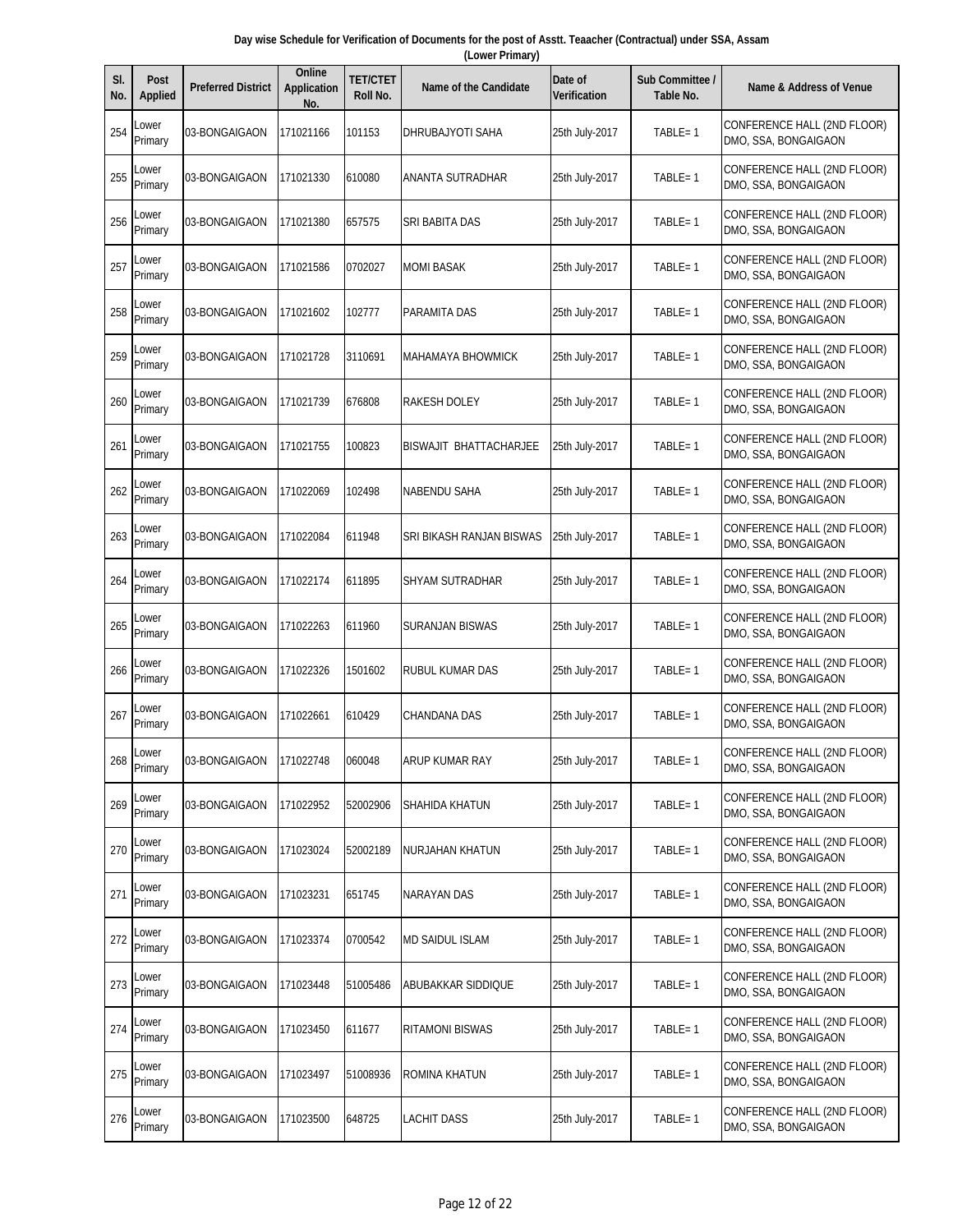**Day wise Schedule for Verification of Documents for the post of Asstt. Teaacher (Contractual) under SSA, Assam (Lower Primary)**

| Sl. No. | Post Applied | Preferred District | Online Application No. | TET/CTET Roll No. | Name of the Candidate | Date of Verification | Sub Committee / Table No. | Name & Address of Venue |
|---|---|---|---|---|---|---|---|---|
| 254 | Lower Primary | 03-BONGAIGAON | 171021166 | 101153 | DHRUBAJYOTI SAHA | 25th July-2017 | TABLE= 1 | CONFERENCE HALL (2ND FLOOR) DMO, SSA, BONGAIGAON |
| 255 | Lower Primary | 03-BONGAIGAON | 171021330 | 610080 | ANANTA SUTRADHAR | 25th July-2017 | TABLE= 1 | CONFERENCE HALL (2ND FLOOR) DMO, SSA, BONGAIGAON |
| 256 | Lower Primary | 03-BONGAIGAON | 171021380 | 657575 | SRI BABITA DAS | 25th July-2017 | TABLE= 1 | CONFERENCE HALL (2ND FLOOR) DMO, SSA, BONGAIGAON |
| 257 | Lower Primary | 03-BONGAIGAON | 171021586 | 0702027 | MOMI BASAK | 25th July-2017 | TABLE= 1 | CONFERENCE HALL (2ND FLOOR) DMO, SSA, BONGAIGAON |
| 258 | Lower Primary | 03-BONGAIGAON | 171021602 | 102777 | PARAMITA DAS | 25th July-2017 | TABLE= 1 | CONFERENCE HALL (2ND FLOOR) DMO, SSA, BONGAIGAON |
| 259 | Lower Primary | 03-BONGAIGAON | 171021728 | 3110691 | MAHAMAYA BHOWMICK | 25th July-2017 | TABLE= 1 | CONFERENCE HALL (2ND FLOOR) DMO, SSA, BONGAIGAON |
| 260 | Lower Primary | 03-BONGAIGAON | 171021739 | 676808 | RAKESH DOLEY | 25th July-2017 | TABLE= 1 | CONFERENCE HALL (2ND FLOOR) DMO, SSA, BONGAIGAON |
| 261 | Lower Primary | 03-BONGAIGAON | 171021755 | 100823 | BISWAJIT BHATTACHARJEE | 25th July-2017 | TABLE= 1 | CONFERENCE HALL (2ND FLOOR) DMO, SSA, BONGAIGAON |
| 262 | Lower Primary | 03-BONGAIGAON | 171022069 | 102498 | NABENDU SAHA | 25th July-2017 | TABLE= 1 | CONFERENCE HALL (2ND FLOOR) DMO, SSA, BONGAIGAON |
| 263 | Lower Primary | 03-BONGAIGAON | 171022084 | 611948 | SRI BIKASH RANJAN BISWAS | 25th July-2017 | TABLE= 1 | CONFERENCE HALL (2ND FLOOR) DMO, SSA, BONGAIGAON |
| 264 | Lower Primary | 03-BONGAIGAON | 171022174 | 611895 | SHYAM SUTRADHAR | 25th July-2017 | TABLE= 1 | CONFERENCE HALL (2ND FLOOR) DMO, SSA, BONGAIGAON |
| 265 | Lower Primary | 03-BONGAIGAON | 171022263 | 611960 | SURANJAN BISWAS | 25th July-2017 | TABLE= 1 | CONFERENCE HALL (2ND FLOOR) DMO, SSA, BONGAIGAON |
| 266 | Lower Primary | 03-BONGAIGAON | 171022326 | 1501602 | RUBUL KUMAR DAS | 25th July-2017 | TABLE= 1 | CONFERENCE HALL (2ND FLOOR) DMO, SSA, BONGAIGAON |
| 267 | Lower Primary | 03-BONGAIGAON | 171022661 | 610429 | CHANDANA DAS | 25th July-2017 | TABLE= 1 | CONFERENCE HALL (2ND FLOOR) DMO, SSA, BONGAIGAON |
| 268 | Lower Primary | 03-BONGAIGAON | 171022748 | 060048 | ARUP KUMAR RAY | 25th July-2017 | TABLE= 1 | CONFERENCE HALL (2ND FLOOR) DMO, SSA, BONGAIGAON |
| 269 | Lower Primary | 03-BONGAIGAON | 171022952 | 52002906 | SHAHIDA KHATUN | 25th July-2017 | TABLE= 1 | CONFERENCE HALL (2ND FLOOR) DMO, SSA, BONGAIGAON |
| 270 | Lower Primary | 03-BONGAIGAON | 171023024 | 52002189 | NURJAHAN KHATUN | 25th July-2017 | TABLE= 1 | CONFERENCE HALL (2ND FLOOR) DMO, SSA, BONGAIGAON |
| 271 | Lower Primary | 03-BONGAIGAON | 171023231 | 651745 | NARAYAN DAS | 25th July-2017 | TABLE= 1 | CONFERENCE HALL (2ND FLOOR) DMO, SSA, BONGAIGAON |
| 272 | Lower Primary | 03-BONGAIGAON | 171023374 | 0700542 | MD SAIDUL ISLAM | 25th July-2017 | TABLE= 1 | CONFERENCE HALL (2ND FLOOR) DMO, SSA, BONGAIGAON |
| 273 | Lower Primary | 03-BONGAIGAON | 171023448 | 51005486 | ABUBAKKAR SIDDIQUE | 25th July-2017 | TABLE= 1 | CONFERENCE HALL (2ND FLOOR) DMO, SSA, BONGAIGAON |
| 274 | Lower Primary | 03-BONGAIGAON | 171023450 | 611677 | RITAMONI BISWAS | 25th July-2017 | TABLE= 1 | CONFERENCE HALL (2ND FLOOR) DMO, SSA, BONGAIGAON |
| 275 | Lower Primary | 03-BONGAIGAON | 171023497 | 51008936 | ROMINA KHATUN | 25th July-2017 | TABLE= 1 | CONFERENCE HALL (2ND FLOOR) DMO, SSA, BONGAIGAON |
| 276 | Lower Primary | 03-BONGAIGAON | 171023500 | 648725 | LACHIT DASS | 25th July-2017 | TABLE= 1 | CONFERENCE HALL (2ND FLOOR) DMO, SSA, BONGAIGAON |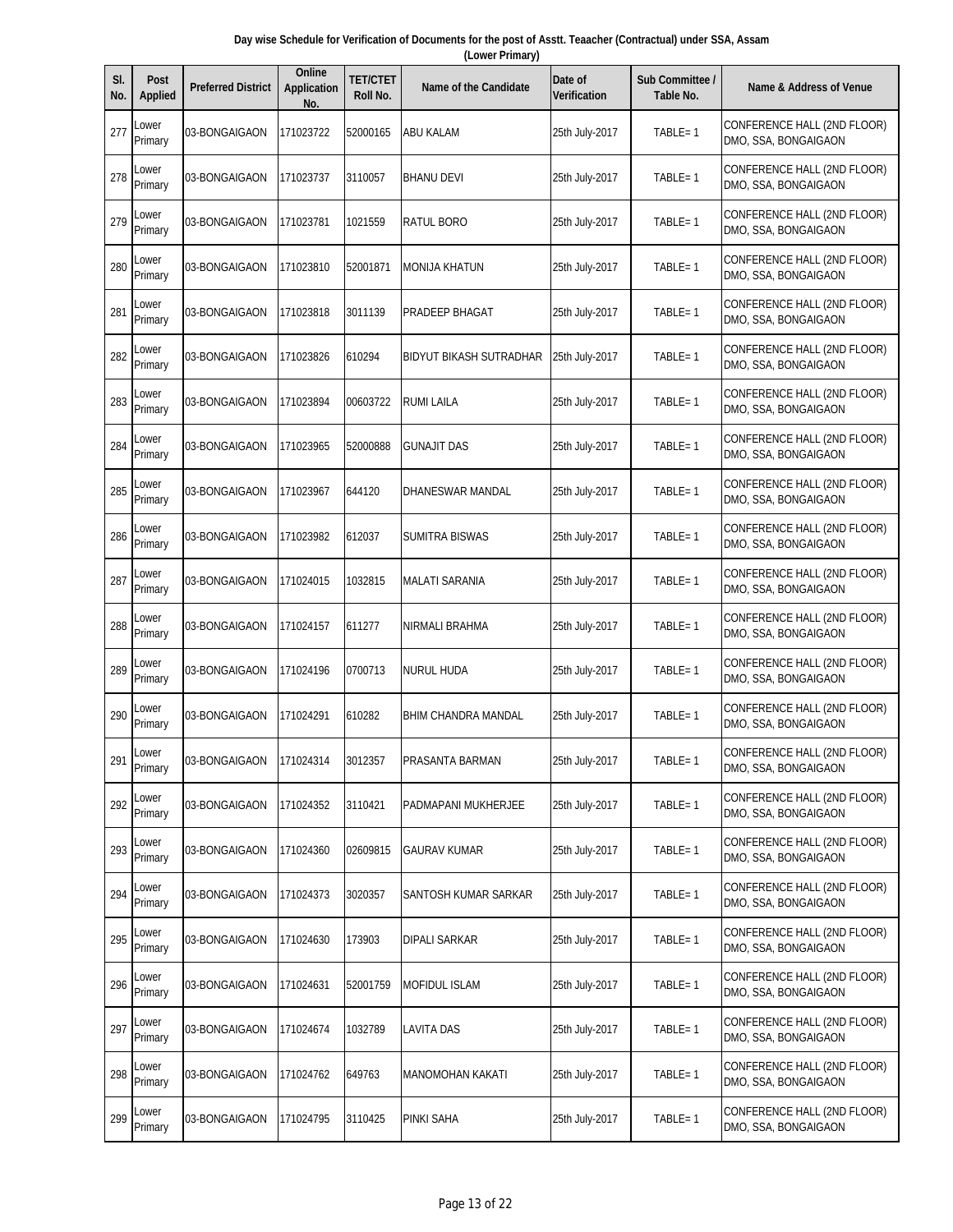**Day wise Schedule for Verification of Documents for the post of Asstt. Teaacher (Contractual) under SSA, Assam (Lower Primary)**

| Sl. No. | Post Applied | Preferred District | Online Application No. | TET/CTET Roll No. | Name of the Candidate | Date of Verification | Sub Committee / Table No. | Name & Address of Venue |
|---|---|---|---|---|---|---|---|---|
| 277 | Lower Primary | 03-BONGAIGAON | 171023722 | 52000165 | ABU KALAM | 25th July-2017 | TABLE= 1 | CONFERENCE HALL (2ND FLOOR) DMO, SSA, BONGAIGAON |
| 278 | Lower Primary | 03-BONGAIGAON | 171023737 | 3110057 | BHANU DEVI | 25th July-2017 | TABLE= 1 | CONFERENCE HALL (2ND FLOOR) DMO, SSA, BONGAIGAON |
| 279 | Lower Primary | 03-BONGAIGAON | 171023781 | 1021559 | RATUL BORO | 25th July-2017 | TABLE= 1 | CONFERENCE HALL (2ND FLOOR) DMO, SSA, BONGAIGAON |
| 280 | Lower Primary | 03-BONGAIGAON | 171023810 | 52001871 | MONIJA KHATUN | 25th July-2017 | TABLE= 1 | CONFERENCE HALL (2ND FLOOR) DMO, SSA, BONGAIGAON |
| 281 | Lower Primary | 03-BONGAIGAON | 171023818 | 3011139 | PRADEEP BHAGAT | 25th July-2017 | TABLE= 1 | CONFERENCE HALL (2ND FLOOR) DMO, SSA, BONGAIGAON |
| 282 | Lower Primary | 03-BONGAIGAON | 171023826 | 610294 | BIDYUT BIKASH SUTRADHAR | 25th July-2017 | TABLE= 1 | CONFERENCE HALL (2ND FLOOR) DMO, SSA, BONGAIGAON |
| 283 | Lower Primary | 03-BONGAIGAON | 171023894 | 00603722 | RUMI LAILA | 25th July-2017 | TABLE= 1 | CONFERENCE HALL (2ND FLOOR) DMO, SSA, BONGAIGAON |
| 284 | Lower Primary | 03-BONGAIGAON | 171023965 | 52000888 | GUNAJIT DAS | 25th July-2017 | TABLE= 1 | CONFERENCE HALL (2ND FLOOR) DMO, SSA, BONGAIGAON |
| 285 | Lower Primary | 03-BONGAIGAON | 171023967 | 644120 | DHANESWAR MANDAL | 25th July-2017 | TABLE= 1 | CONFERENCE HALL (2ND FLOOR) DMO, SSA, BONGAIGAON |
| 286 | Lower Primary | 03-BONGAIGAON | 171023982 | 612037 | SUMITRA BISWAS | 25th July-2017 | TABLE= 1 | CONFERENCE HALL (2ND FLOOR) DMO, SSA, BONGAIGAON |
| 287 | Lower Primary | 03-BONGAIGAON | 171024015 | 1032815 | MALATI SARANIA | 25th July-2017 | TABLE= 1 | CONFERENCE HALL (2ND FLOOR) DMO, SSA, BONGAIGAON |
| 288 | Lower Primary | 03-BONGAIGAON | 171024157 | 611277 | NIRMALI BRAHMA | 25th July-2017 | TABLE= 1 | CONFERENCE HALL (2ND FLOOR) DMO, SSA, BONGAIGAON |
| 289 | Lower Primary | 03-BONGAIGAON | 171024196 | 0700713 | NURUL HUDA | 25th July-2017 | TABLE= 1 | CONFERENCE HALL (2ND FLOOR) DMO, SSA, BONGAIGAON |
| 290 | Lower Primary | 03-BONGAIGAON | 171024291 | 610282 | BHIM CHANDRA MANDAL | 25th July-2017 | TABLE= 1 | CONFERENCE HALL (2ND FLOOR) DMO, SSA, BONGAIGAON |
| 291 | Lower Primary | 03-BONGAIGAON | 171024314 | 3012357 | PRASANTA BARMAN | 25th July-2017 | TABLE= 1 | CONFERENCE HALL (2ND FLOOR) DMO, SSA, BONGAIGAON |
| 292 | Lower Primary | 03-BONGAIGAON | 171024352 | 3110421 | PADMAPANI MUKHERJEE | 25th July-2017 | TABLE= 1 | CONFERENCE HALL (2ND FLOOR) DMO, SSA, BONGAIGAON |
| 293 | Lower Primary | 03-BONGAIGAON | 171024360 | 02609815 | GAURAV KUMAR | 25th July-2017 | TABLE= 1 | CONFERENCE HALL (2ND FLOOR) DMO, SSA, BONGAIGAON |
| 294 | Lower Primary | 03-BONGAIGAON | 171024373 | 3020357 | SANTOSH KUMAR SARKAR | 25th July-2017 | TABLE= 1 | CONFERENCE HALL (2ND FLOOR) DMO, SSA, BONGAIGAON |
| 295 | Lower Primary | 03-BONGAIGAON | 171024630 | 173903 | DIPALI SARKAR | 25th July-2017 | TABLE= 1 | CONFERENCE HALL (2ND FLOOR) DMO, SSA, BONGAIGAON |
| 296 | Lower Primary | 03-BONGAIGAON | 171024631 | 52001759 | MOFIDUL ISLAM | 25th July-2017 | TABLE= 1 | CONFERENCE HALL (2ND FLOOR) DMO, SSA, BONGAIGAON |
| 297 | Lower Primary | 03-BONGAIGAON | 171024674 | 1032789 | LAVITA DAS | 25th July-2017 | TABLE= 1 | CONFERENCE HALL (2ND FLOOR) DMO, SSA, BONGAIGAON |
| 298 | Lower Primary | 03-BONGAIGAON | 171024762 | 649763 | MANOMOHAN KAKATI | 25th July-2017 | TABLE= 1 | CONFERENCE HALL (2ND FLOOR) DMO, SSA, BONGAIGAON |
| 299 | Lower Primary | 03-BONGAIGAON | 171024795 | 3110425 | PINKI SAHA | 25th July-2017 | TABLE= 1 | CONFERENCE HALL (2ND FLOOR) DMO, SSA, BONGAIGAON |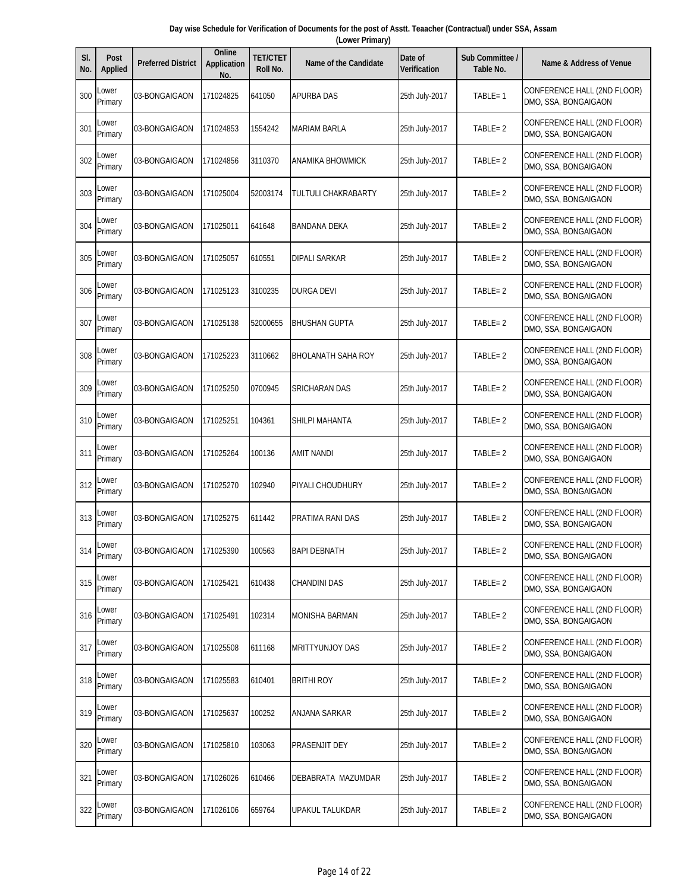**Day wise Schedule for Verification of Documents for the post of Asstt. Teaacher (Contractual) under SSA, Assam (Lower Primary)**

| Sl. No. | Post Applied | Preferred District | Online Application No. | TET/CTET Roll No. | Name of the Candidate | Date of Verification | Sub Committee / Table No. | Name & Address of Venue |
|---|---|---|---|---|---|---|---|---|
| 300 | Lower Primary | 03-BONGAIGAON | 171024825 | 641050 | APURBA DAS | 25th July-2017 | TABLE= 1 | CONFERENCE HALL (2ND FLOOR) DMO, SSA, BONGAIGAON |
| 301 | Lower Primary | 03-BONGAIGAON | 171024853 | 1554242 | MARIAM BARLA | 25th July-2017 | TABLE= 2 | CONFERENCE HALL (2ND FLOOR) DMO, SSA, BONGAIGAON |
| 302 | Lower Primary | 03-BONGAIGAON | 171024856 | 3110370 | ANAMIKA BHOWMICK | 25th July-2017 | TABLE= 2 | CONFERENCE HALL (2ND FLOOR) DMO, SSA, BONGAIGAON |
| 303 | Lower Primary | 03-BONGAIGAON | 171025004 | 52003174 | TULTULI CHAKRABARTY | 25th July-2017 | TABLE= 2 | CONFERENCE HALL (2ND FLOOR) DMO, SSA, BONGAIGAON |
| 304 | Lower Primary | 03-BONGAIGAON | 171025011 | 641648 | BANDANA DEKA | 25th July-2017 | TABLE= 2 | CONFERENCE HALL (2ND FLOOR) DMO, SSA, BONGAIGAON |
| 305 | Lower Primary | 03-BONGAIGAON | 171025057 | 610551 | DIPALI SARKAR | 25th July-2017 | TABLE= 2 | CONFERENCE HALL (2ND FLOOR) DMO, SSA, BONGAIGAON |
| 306 | Lower Primary | 03-BONGAIGAON | 171025123 | 3100235 | DURGA DEVI | 25th July-2017 | TABLE= 2 | CONFERENCE HALL (2ND FLOOR) DMO, SSA, BONGAIGAON |
| 307 | Lower Primary | 03-BONGAIGAON | 171025138 | 52000655 | BHUSHAN GUPTA | 25th July-2017 | TABLE= 2 | CONFERENCE HALL (2ND FLOOR) DMO, SSA, BONGAIGAON |
| 308 | Lower Primary | 03-BONGAIGAON | 171025223 | 3110662 | BHOLANATH SAHA ROY | 25th July-2017 | TABLE= 2 | CONFERENCE HALL (2ND FLOOR) DMO, SSA, BONGAIGAON |
| 309 | Lower Primary | 03-BONGAIGAON | 171025250 | 0700945 | SRICHARAN DAS | 25th July-2017 | TABLE= 2 | CONFERENCE HALL (2ND FLOOR) DMO, SSA, BONGAIGAON |
| 310 | Lower Primary | 03-BONGAIGAON | 171025251 | 104361 | SHILPI MAHANTA | 25th July-2017 | TABLE= 2 | CONFERENCE HALL (2ND FLOOR) DMO, SSA, BONGAIGAON |
| 311 | Lower Primary | 03-BONGAIGAON | 171025264 | 100136 | AMIT NANDI | 25th July-2017 | TABLE= 2 | CONFERENCE HALL (2ND FLOOR) DMO, SSA, BONGAIGAON |
| 312 | Lower Primary | 03-BONGAIGAON | 171025270 | 102940 | PIYALI CHOUDHURY | 25th July-2017 | TABLE= 2 | CONFERENCE HALL (2ND FLOOR) DMO, SSA, BONGAIGAON |
| 313 | Lower Primary | 03-BONGAIGAON | 171025275 | 611442 | PRATIMA RANI DAS | 25th July-2017 | TABLE= 2 | CONFERENCE HALL (2ND FLOOR) DMO, SSA, BONGAIGAON |
| 314 | Lower Primary | 03-BONGAIGAON | 171025390 | 100563 | BAPI DEBNATH | 25th July-2017 | TABLE= 2 | CONFERENCE HALL (2ND FLOOR) DMO, SSA, BONGAIGAON |
| 315 | Lower Primary | 03-BONGAIGAON | 171025421 | 610438 | CHANDINI DAS | 25th July-2017 | TABLE= 2 | CONFERENCE HALL (2ND FLOOR) DMO, SSA, BONGAIGAON |
| 316 | Lower Primary | 03-BONGAIGAON | 171025491 | 102314 | MONISHA BARMAN | 25th July-2017 | TABLE= 2 | CONFERENCE HALL (2ND FLOOR) DMO, SSA, BONGAIGAON |
| 317 | Lower Primary | 03-BONGAIGAON | 171025508 | 611168 | MRITTYUNJOY DAS | 25th July-2017 | TABLE= 2 | CONFERENCE HALL (2ND FLOOR) DMO, SSA, BONGAIGAON |
| 318 | Lower Primary | 03-BONGAIGAON | 171025583 | 610401 | BRITHI ROY | 25th July-2017 | TABLE= 2 | CONFERENCE HALL (2ND FLOOR) DMO, SSA, BONGAIGAON |
| 319 | Lower Primary | 03-BONGAIGAON | 171025637 | 100252 | ANJANA SARKAR | 25th July-2017 | TABLE= 2 | CONFERENCE HALL (2ND FLOOR) DMO, SSA, BONGAIGAON |
| 320 | Lower Primary | 03-BONGAIGAON | 171025810 | 103063 | PRASENJIT DEY | 25th July-2017 | TABLE= 2 | CONFERENCE HALL (2ND FLOOR) DMO, SSA, BONGAIGAON |
| 321 | Lower Primary | 03-BONGAIGAON | 171026026 | 610466 | DEBABRATA MAZUMDAR | 25th July-2017 | TABLE= 2 | CONFERENCE HALL (2ND FLOOR) DMO, SSA, BONGAIGAON |
| 322 | Lower Primary | 03-BONGAIGAON | 171026106 | 659764 | UPAKUL TALUKDAR | 25th July-2017 | TABLE= 2 | CONFERENCE HALL (2ND FLOOR) DMO, SSA, BONGAIGAON |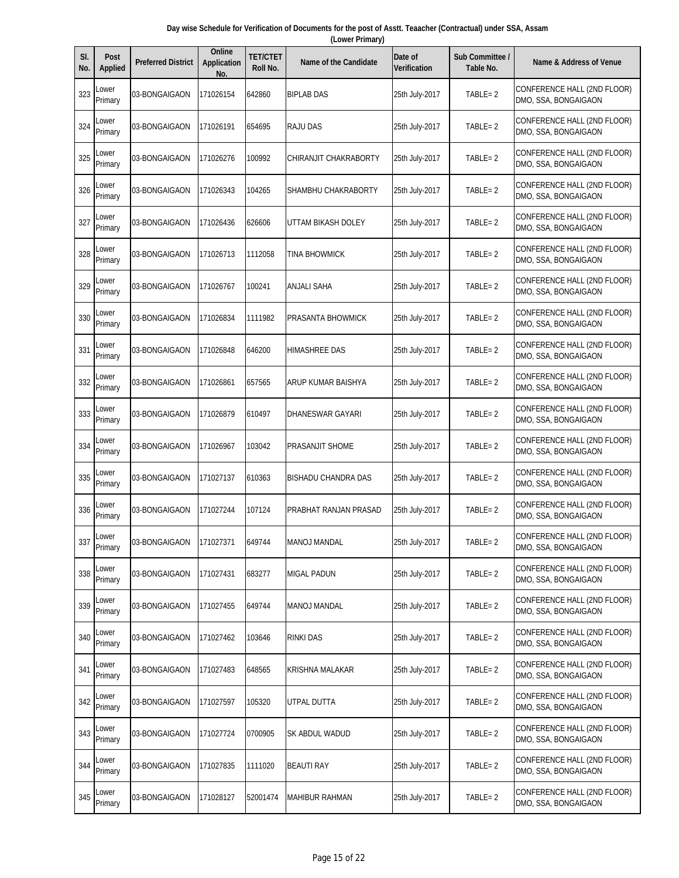**Day wise Schedule for Verification of Documents for the post of Asstt. Teaacher (Contractual) under SSA, Assam (Lower Primary)**

| Sl. No. | Post Applied | Preferred District | Online Application No. | TET/CTET Roll No. | Name of the Candidate | Date of Verification | Sub Committee / Table No. | Name & Address of Venue |
|---|---|---|---|---|---|---|---|---|
| 323 | Lower Primary | 03-BONGAIGAON | 171026154 | 642860 | BIPLAB DAS | 25th July-2017 | TABLE= 2 | CONFERENCE HALL (2ND FLOOR) DMO, SSA, BONGAIGAON |
| 324 | Lower Primary | 03-BONGAIGAON | 171026191 | 654695 | RAJU DAS | 25th July-2017 | TABLE= 2 | CONFERENCE HALL (2ND FLOOR) DMO, SSA, BONGAIGAON |
| 325 | Lower Primary | 03-BONGAIGAON | 171026276 | 100992 | CHIRANJIT CHAKRABORTY | 25th July-2017 | TABLE= 2 | CONFERENCE HALL (2ND FLOOR) DMO, SSA, BONGAIGAON |
| 326 | Lower Primary | 03-BONGAIGAON | 171026343 | 104265 | SHAMBHU CHAKRABORTY | 25th July-2017 | TABLE= 2 | CONFERENCE HALL (2ND FLOOR) DMO, SSA, BONGAIGAON |
| 327 | Lower Primary | 03-BONGAIGAON | 171026436 | 626606 | UTTAM BIKASH DOLEY | 25th July-2017 | TABLE= 2 | CONFERENCE HALL (2ND FLOOR) DMO, SSA, BONGAIGAON |
| 328 | Lower Primary | 03-BONGAIGAON | 171026713 | 1112058 | TINA BHOWMICK | 25th July-2017 | TABLE= 2 | CONFERENCE HALL (2ND FLOOR) DMO, SSA, BONGAIGAON |
| 329 | Lower Primary | 03-BONGAIGAON | 171026767 | 100241 | ANJALI SAHA | 25th July-2017 | TABLE= 2 | CONFERENCE HALL (2ND FLOOR) DMO, SSA, BONGAIGAON |
| 330 | Lower Primary | 03-BONGAIGAON | 171026834 | 1111982 | PRASANTA BHOWMICK | 25th July-2017 | TABLE= 2 | CONFERENCE HALL (2ND FLOOR) DMO, SSA, BONGAIGAON |
| 331 | Lower Primary | 03-BONGAIGAON | 171026848 | 646200 | HIMASHREE DAS | 25th July-2017 | TABLE= 2 | CONFERENCE HALL (2ND FLOOR) DMO, SSA, BONGAIGAON |
| 332 | Lower Primary | 03-BONGAIGAON | 171026861 | 657565 | ARUP KUMAR BAISHYA | 25th July-2017 | TABLE= 2 | CONFERENCE HALL (2ND FLOOR) DMO, SSA, BONGAIGAON |
| 333 | Lower Primary | 03-BONGAIGAON | 171026879 | 610497 | DHANESWAR GAYARI | 25th July-2017 | TABLE= 2 | CONFERENCE HALL (2ND FLOOR) DMO, SSA, BONGAIGAON |
| 334 | Lower Primary | 03-BONGAIGAON | 171026967 | 103042 | PRASANJIT SHOME | 25th July-2017 | TABLE= 2 | CONFERENCE HALL (2ND FLOOR) DMO, SSA, BONGAIGAON |
| 335 | Lower Primary | 03-BONGAIGAON | 171027137 | 610363 | BISHADU CHANDRA DAS | 25th July-2017 | TABLE= 2 | CONFERENCE HALL (2ND FLOOR) DMO, SSA, BONGAIGAON |
| 336 | Lower Primary | 03-BONGAIGAON | 171027244 | 107124 | PRABHAT RANJAN PRASAD | 25th July-2017 | TABLE= 2 | CONFERENCE HALL (2ND FLOOR) DMO, SSA, BONGAIGAON |
| 337 | Lower Primary | 03-BONGAIGAON | 171027371 | 649744 | MANOJ MANDAL | 25th July-2017 | TABLE= 2 | CONFERENCE HALL (2ND FLOOR) DMO, SSA, BONGAIGAON |
| 338 | Lower Primary | 03-BONGAIGAON | 171027431 | 683277 | MIGAL PADUN | 25th July-2017 | TABLE= 2 | CONFERENCE HALL (2ND FLOOR) DMO, SSA, BONGAIGAON |
| 339 | Lower Primary | 03-BONGAIGAON | 171027455 | 649744 | MANOJ MANDAL | 25th July-2017 | TABLE= 2 | CONFERENCE HALL (2ND FLOOR) DMO, SSA, BONGAIGAON |
| 340 | Lower Primary | 03-BONGAIGAON | 171027462 | 103646 | RINKI DAS | 25th July-2017 | TABLE= 2 | CONFERENCE HALL (2ND FLOOR) DMO, SSA, BONGAIGAON |
| 341 | Lower Primary | 03-BONGAIGAON | 171027483 | 648565 | KRISHNA MALAKAR | 25th July-2017 | TABLE= 2 | CONFERENCE HALL (2ND FLOOR) DMO, SSA, BONGAIGAON |
| 342 | Lower Primary | 03-BONGAIGAON | 171027597 | 105320 | UTPAL DUTTA | 25th July-2017 | TABLE= 2 | CONFERENCE HALL (2ND FLOOR) DMO, SSA, BONGAIGAON |
| 343 | Lower Primary | 03-BONGAIGAON | 171027724 | 0700905 | SK ABDUL WADUD | 25th July-2017 | TABLE= 2 | CONFERENCE HALL (2ND FLOOR) DMO, SSA, BONGAIGAON |
| 344 | Lower Primary | 03-BONGAIGAON | 171027835 | 1111020 | BEAUTI RAY | 25th July-2017 | TABLE= 2 | CONFERENCE HALL (2ND FLOOR) DMO, SSA, BONGAIGAON |
| 345 | Lower Primary | 03-BONGAIGAON | 171028127 | 52001474 | MAHIBUR RAHMAN | 25th July-2017 | TABLE= 2 | CONFERENCE HALL (2ND FLOOR) DMO, SSA, BONGAIGAON |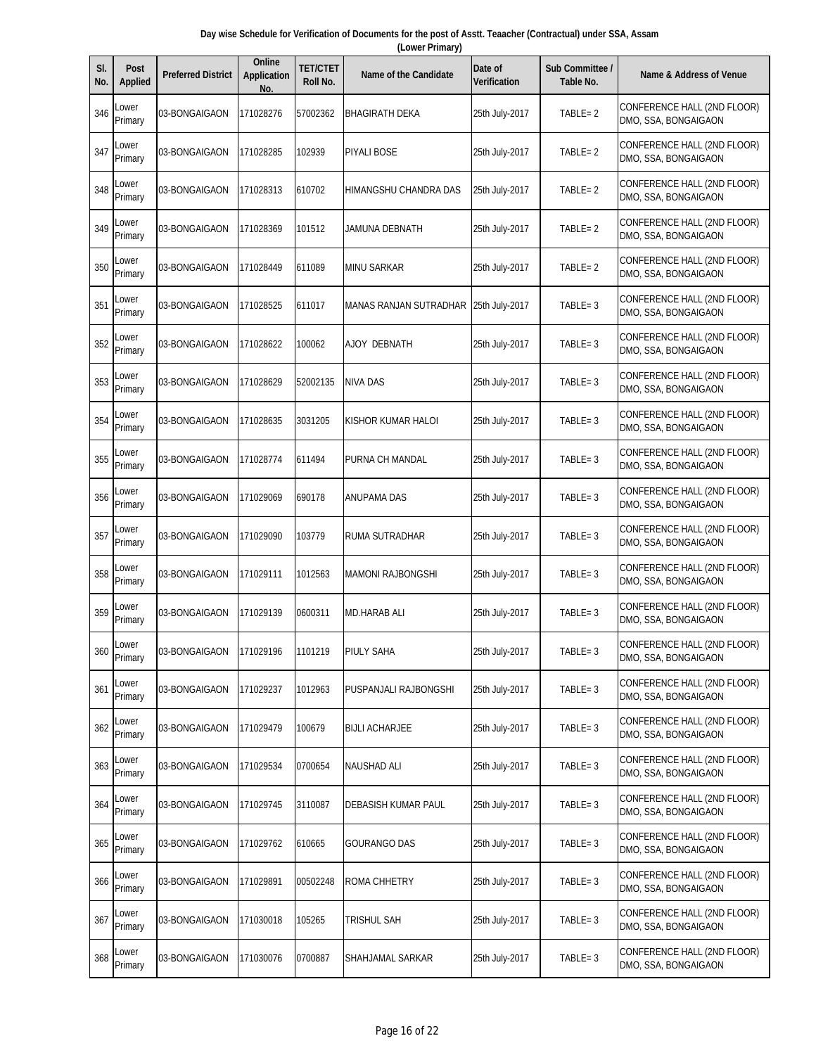**Day wise Schedule for Verification of Documents for the post of Asstt. Teaacher (Contractual) under SSA, Assam (Lower Primary)**

| Sl. No. | Post Applied | Preferred District | Online Application No. | TET/CTET Roll No. | Name of the Candidate | Date of Verification | Sub Committee / Table No. | Name & Address of Venue |
|---|---|---|---|---|---|---|---|---|
| 346 | Lower Primary | 03-BONGAIGAON | 171028276 | 57002362 | BHAGIRATH DEKA | 25th July-2017 | TABLE= 2 | CONFERENCE HALL (2ND FLOOR) DMO, SSA, BONGAIGAON |
| 347 | Lower Primary | 03-BONGAIGAON | 171028285 | 102939 | PIYALI BOSE | 25th July-2017 | TABLE= 2 | CONFERENCE HALL (2ND FLOOR) DMO, SSA, BONGAIGAON |
| 348 | Lower Primary | 03-BONGAIGAON | 171028313 | 610702 | HIMANGSHU CHANDRA DAS | 25th July-2017 | TABLE= 2 | CONFERENCE HALL (2ND FLOOR) DMO, SSA, BONGAIGAON |
| 349 | Lower Primary | 03-BONGAIGAON | 171028369 | 101512 | JAMUNA DEBNATH | 25th July-2017 | TABLE= 2 | CONFERENCE HALL (2ND FLOOR) DMO, SSA, BONGAIGAON |
| 350 | Lower Primary | 03-BONGAIGAON | 171028449 | 611089 | MINU SARKAR | 25th July-2017 | TABLE= 2 | CONFERENCE HALL (2ND FLOOR) DMO, SSA, BONGAIGAON |
| 351 | Lower Primary | 03-BONGAIGAON | 171028525 | 611017 | MANAS RANJAN SUTRADHAR | 25th July-2017 | TABLE= 3 | CONFERENCE HALL (2ND FLOOR) DMO, SSA, BONGAIGAON |
| 352 | Lower Primary | 03-BONGAIGAON | 171028622 | 100062 | AJOY DEBNATH | 25th July-2017 | TABLE= 3 | CONFERENCE HALL (2ND FLOOR) DMO, SSA, BONGAIGAON |
| 353 | Lower Primary | 03-BONGAIGAON | 171028629 | 52002135 | NIVA DAS | 25th July-2017 | TABLE= 3 | CONFERENCE HALL (2ND FLOOR) DMO, SSA, BONGAIGAON |
| 354 | Lower Primary | 03-BONGAIGAON | 171028635 | 3031205 | KISHOR KUMAR HALOI | 25th July-2017 | TABLE= 3 | CONFERENCE HALL (2ND FLOOR) DMO, SSA, BONGAIGAON |
| 355 | Lower Primary | 03-BONGAIGAON | 171028774 | 611494 | PURNA CH MANDAL | 25th July-2017 | TABLE= 3 | CONFERENCE HALL (2ND FLOOR) DMO, SSA, BONGAIGAON |
| 356 | Lower Primary | 03-BONGAIGAON | 171029069 | 690178 | ANUPAMA DAS | 25th July-2017 | TABLE= 3 | CONFERENCE HALL (2ND FLOOR) DMO, SSA, BONGAIGAON |
| 357 | Lower Primary | 03-BONGAIGAON | 171029090 | 103779 | RUMA SUTRADHAR | 25th July-2017 | TABLE= 3 | CONFERENCE HALL (2ND FLOOR) DMO, SSA, BONGAIGAON |
| 358 | Lower Primary | 03-BONGAIGAON | 171029111 | 1012563 | MAMONI RAJBONGSHI | 25th July-2017 | TABLE= 3 | CONFERENCE HALL (2ND FLOOR) DMO, SSA, BONGAIGAON |
| 359 | Lower Primary | 03-BONGAIGAON | 171029139 | 0600311 | MD.HARAB ALI | 25th July-2017 | TABLE= 3 | CONFERENCE HALL (2ND FLOOR) DMO, SSA, BONGAIGAON |
| 360 | Lower Primary | 03-BONGAIGAON | 171029196 | 1101219 | PIULY SAHA | 25th July-2017 | TABLE= 3 | CONFERENCE HALL (2ND FLOOR) DMO, SSA, BONGAIGAON |
| 361 | Lower Primary | 03-BONGAIGAON | 171029237 | 1012963 | PUSPANJALI RAJBONGSHI | 25th July-2017 | TABLE= 3 | CONFERENCE HALL (2ND FLOOR) DMO, SSA, BONGAIGAON |
| 362 | Lower Primary | 03-BONGAIGAON | 171029479 | 100679 | BIJLI ACHARJEE | 25th July-2017 | TABLE= 3 | CONFERENCE HALL (2ND FLOOR) DMO, SSA, BONGAIGAON |
| 363 | Lower Primary | 03-BONGAIGAON | 171029534 | 0700654 | NAUSHAD ALI | 25th July-2017 | TABLE= 3 | CONFERENCE HALL (2ND FLOOR) DMO, SSA, BONGAIGAON |
| 364 | Lower Primary | 03-BONGAIGAON | 171029745 | 3110087 | DEBASISH KUMAR PAUL | 25th July-2017 | TABLE= 3 | CONFERENCE HALL (2ND FLOOR) DMO, SSA, BONGAIGAON |
| 365 | Lower Primary | 03-BONGAIGAON | 171029762 | 610665 | GOURANGO DAS | 25th July-2017 | TABLE= 3 | CONFERENCE HALL (2ND FLOOR) DMO, SSA, BONGAIGAON |
| 366 | Lower Primary | 03-BONGAIGAON | 171029891 | 00502248 | ROMA CHHETRY | 25th July-2017 | TABLE= 3 | CONFERENCE HALL (2ND FLOOR) DMO, SSA, BONGAIGAON |
| 367 | Lower Primary | 03-BONGAIGAON | 171030018 | 105265 | TRISHUL SAH | 25th July-2017 | TABLE= 3 | CONFERENCE HALL (2ND FLOOR) DMO, SSA, BONGAIGAON |
| 368 | Lower Primary | 03-BONGAIGAON | 171030076 | 0700887 | SHAHJAMAL SARKAR | 25th July-2017 | TABLE= 3 | CONFERENCE HALL (2ND FLOOR) DMO, SSA, BONGAIGAON |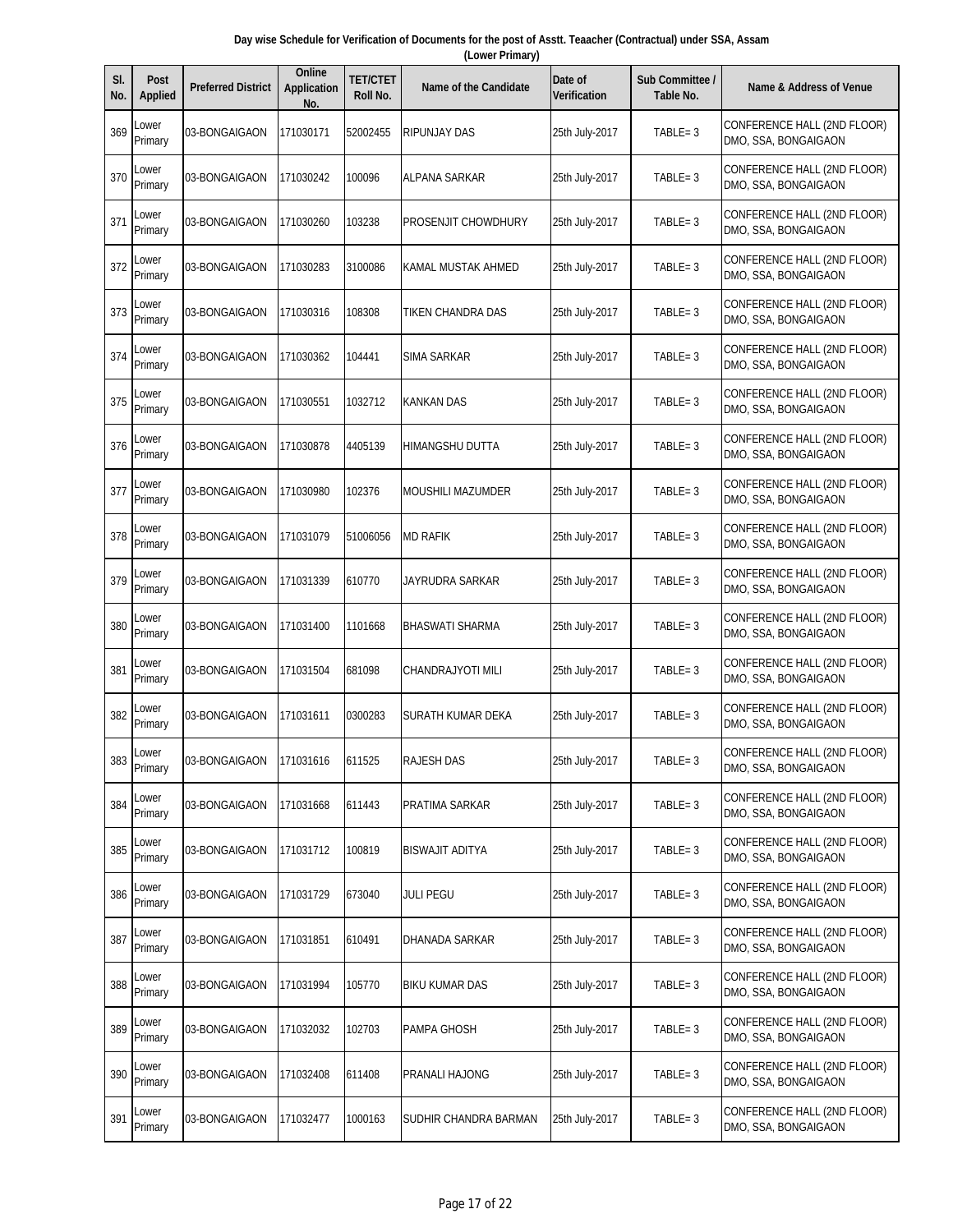**Day wise Schedule for Verification of Documents for the post of Asstt. Teaacher (Contractual) under SSA, Assam (Lower Primary)**

| Sl. No. | Post Applied | Preferred District | Online Application No. | TET/CTET Roll No. | Name of the Candidate | Date of Verification | Sub Committee / Table No. | Name & Address of Venue |
|---|---|---|---|---|---|---|---|---|
| 369 | Lower Primary | 03-BONGAIGAON | 171030171 | 52002455 | RIPUNJAY DAS | 25th July-2017 | TABLE= 3 | CONFERENCE HALL (2ND FLOOR) DMO, SSA, BONGAIGAON |
| 370 | Lower Primary | 03-BONGAIGAON | 171030242 | 100096 | ALPANA SARKAR | 25th July-2017 | TABLE= 3 | CONFERENCE HALL (2ND FLOOR) DMO, SSA, BONGAIGAON |
| 371 | Lower Primary | 03-BONGAIGAON | 171030260 | 103238 | PROSENJIT CHOWDHURY | 25th July-2017 | TABLE= 3 | CONFERENCE HALL (2ND FLOOR) DMO, SSA, BONGAIGAON |
| 372 | Lower Primary | 03-BONGAIGAON | 171030283 | 3100086 | KAMAL MUSTAK AHMED | 25th July-2017 | TABLE= 3 | CONFERENCE HALL (2ND FLOOR) DMO, SSA, BONGAIGAON |
| 373 | Lower Primary | 03-BONGAIGAON | 171030316 | 108308 | TIKEN CHANDRA DAS | 25th July-2017 | TABLE= 3 | CONFERENCE HALL (2ND FLOOR) DMO, SSA, BONGAIGAON |
| 374 | Lower Primary | 03-BONGAIGAON | 171030362 | 104441 | SIMA SARKAR | 25th July-2017 | TABLE= 3 | CONFERENCE HALL (2ND FLOOR) DMO, SSA, BONGAIGAON |
| 375 | Lower Primary | 03-BONGAIGAON | 171030551 | 1032712 | KANKAN DAS | 25th July-2017 | TABLE= 3 | CONFERENCE HALL (2ND FLOOR) DMO, SSA, BONGAIGAON |
| 376 | Lower Primary | 03-BONGAIGAON | 171030878 | 4405139 | HIMANGSHU DUTTA | 25th July-2017 | TABLE= 3 | CONFERENCE HALL (2ND FLOOR) DMO, SSA, BONGAIGAON |
| 377 | Lower Primary | 03-BONGAIGAON | 171030980 | 102376 | MOUSHILI MAZUMDER | 25th July-2017 | TABLE= 3 | CONFERENCE HALL (2ND FLOOR) DMO, SSA, BONGAIGAON |
| 378 | Lower Primary | 03-BONGAIGAON | 171031079 | 51006056 | MD RAFIK | 25th July-2017 | TABLE= 3 | CONFERENCE HALL (2ND FLOOR) DMO, SSA, BONGAIGAON |
| 379 | Lower Primary | 03-BONGAIGAON | 171031339 | 610770 | JAYRUDRA SARKAR | 25th July-2017 | TABLE= 3 | CONFERENCE HALL (2ND FLOOR) DMO, SSA, BONGAIGAON |
| 380 | Lower Primary | 03-BONGAIGAON | 171031400 | 1101668 | BHASWATI SHARMA | 25th July-2017 | TABLE= 3 | CONFERENCE HALL (2ND FLOOR) DMO, SSA, BONGAIGAON |
| 381 | Lower Primary | 03-BONGAIGAON | 171031504 | 681098 | CHANDRAJYOTI MILI | 25th July-2017 | TABLE= 3 | CONFERENCE HALL (2ND FLOOR) DMO, SSA, BONGAIGAON |
| 382 | Lower Primary | 03-BONGAIGAON | 171031611 | 0300283 | SURATH KUMAR DEKA | 25th July-2017 | TABLE= 3 | CONFERENCE HALL (2ND FLOOR) DMO, SSA, BONGAIGAON |
| 383 | Lower Primary | 03-BONGAIGAON | 171031616 | 611525 | RAJESH DAS | 25th July-2017 | TABLE= 3 | CONFERENCE HALL (2ND FLOOR) DMO, SSA, BONGAIGAON |
| 384 | Lower Primary | 03-BONGAIGAON | 171031668 | 611443 | PRATIMA SARKAR | 25th July-2017 | TABLE= 3 | CONFERENCE HALL (2ND FLOOR) DMO, SSA, BONGAIGAON |
| 385 | Lower Primary | 03-BONGAIGAON | 171031712 | 100819 | BISWAJIT ADITYA | 25th July-2017 | TABLE= 3 | CONFERENCE HALL (2ND FLOOR) DMO, SSA, BONGAIGAON |
| 386 | Lower Primary | 03-BONGAIGAON | 171031729 | 673040 | JULI PEGU | 25th July-2017 | TABLE= 3 | CONFERENCE HALL (2ND FLOOR) DMO, SSA, BONGAIGAON |
| 387 | Lower Primary | 03-BONGAIGAON | 171031851 | 610491 | DHANADA SARKAR | 25th July-2017 | TABLE= 3 | CONFERENCE HALL (2ND FLOOR) DMO, SSA, BONGAIGAON |
| 388 | Lower Primary | 03-BONGAIGAON | 171031994 | 105770 | BIKU KUMAR DAS | 25th July-2017 | TABLE= 3 | CONFERENCE HALL (2ND FLOOR) DMO, SSA, BONGAIGAON |
| 389 | Lower Primary | 03-BONGAIGAON | 171032032 | 102703 | PAMPA GHOSH | 25th July-2017 | TABLE= 3 | CONFERENCE HALL (2ND FLOOR) DMO, SSA, BONGAIGAON |
| 390 | Lower Primary | 03-BONGAIGAON | 171032408 | 611408 | PRANALI HAJONG | 25th July-2017 | TABLE= 3 | CONFERENCE HALL (2ND FLOOR) DMO, SSA, BONGAIGAON |
| 391 | Lower Primary | 03-BONGAIGAON | 171032477 | 1000163 | SUDHIR CHANDRA BARMAN | 25th July-2017 | TABLE= 3 | CONFERENCE HALL (2ND FLOOR) DMO, SSA, BONGAIGAON |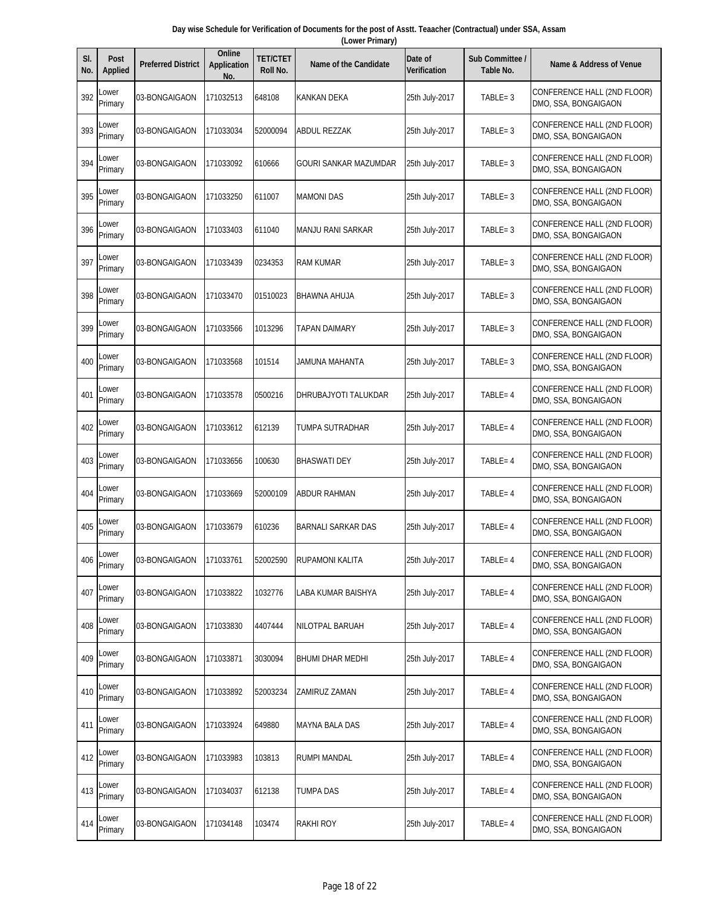**Day wise Schedule for Verification of Documents for the post of Asstt. Teaacher (Contractual) under SSA, Assam (Lower Primary)**

| Sl. No. | Post Applied | Preferred District | Online Application No. | TET/CTET Roll No. | Name of the Candidate | Date of Verification | Sub Committee / Table No. | Name & Address of Venue |
|---|---|---|---|---|---|---|---|---|
| 392 | Lower Primary | 03-BONGAIGAON | 171032513 | 648108 | KANKAN DEKA | 25th July-2017 | TABLE= 3 | CONFERENCE HALL (2ND FLOOR) DMO, SSA, BONGAIGAON |
| 393 | Lower Primary | 03-BONGAIGAON | 171033034 | 52000094 | ABDUL REZZAK | 25th July-2017 | TABLE= 3 | CONFERENCE HALL (2ND FLOOR) DMO, SSA, BONGAIGAON |
| 394 | Lower Primary | 03-BONGAIGAON | 171033092 | 610666 | GOURI SANKAR MAZUMDAR | 25th July-2017 | TABLE= 3 | CONFERENCE HALL (2ND FLOOR) DMO, SSA, BONGAIGAON |
| 395 | Lower Primary | 03-BONGAIGAON | 171033250 | 611007 | MAMONI DAS | 25th July-2017 | TABLE= 3 | CONFERENCE HALL (2ND FLOOR) DMO, SSA, BONGAIGAON |
| 396 | Lower Primary | 03-BONGAIGAON | 171033403 | 611040 | MANJU RANI SARKAR | 25th July-2017 | TABLE= 3 | CONFERENCE HALL (2ND FLOOR) DMO, SSA, BONGAIGAON |
| 397 | Lower Primary | 03-BONGAIGAON | 171033439 | 0234353 | RAM KUMAR | 25th July-2017 | TABLE= 3 | CONFERENCE HALL (2ND FLOOR) DMO, SSA, BONGAIGAON |
| 398 | Lower Primary | 03-BONGAIGAON | 171033470 | 01510023 | BHAWNA AHUJA | 25th July-2017 | TABLE= 3 | CONFERENCE HALL (2ND FLOOR) DMO, SSA, BONGAIGAON |
| 399 | Lower Primary | 03-BONGAIGAON | 171033566 | 1013296 | TAPAN DAIMARY | 25th July-2017 | TABLE= 3 | CONFERENCE HALL (2ND FLOOR) DMO, SSA, BONGAIGAON |
| 400 | Lower Primary | 03-BONGAIGAON | 171033568 | 101514 | JAMUNA MAHANTA | 25th July-2017 | TABLE= 3 | CONFERENCE HALL (2ND FLOOR) DMO, SSA, BONGAIGAON |
| 401 | Lower Primary | 03-BONGAIGAON | 171033578 | 0500216 | DHRUBAJYOTI TALUKDAR | 25th July-2017 | TABLE= 4 | CONFERENCE HALL (2ND FLOOR) DMO, SSA, BONGAIGAON |
| 402 | Lower Primary | 03-BONGAIGAON | 171033612 | 612139 | TUMPA SUTRADHAR | 25th July-2017 | TABLE= 4 | CONFERENCE HALL (2ND FLOOR) DMO, SSA, BONGAIGAON |
| 403 | Lower Primary | 03-BONGAIGAON | 171033656 | 100630 | BHASWATI DEY | 25th July-2017 | TABLE= 4 | CONFERENCE HALL (2ND FLOOR) DMO, SSA, BONGAIGAON |
| 404 | Lower Primary | 03-BONGAIGAON | 171033669 | 52000109 | ABDUR RAHMAN | 25th July-2017 | TABLE= 4 | CONFERENCE HALL (2ND FLOOR) DMO, SSA, BONGAIGAON |
| 405 | Lower Primary | 03-BONGAIGAON | 171033679 | 610236 | BARNALI SARKAR DAS | 25th July-2017 | TABLE= 4 | CONFERENCE HALL (2ND FLOOR) DMO, SSA, BONGAIGAON |
| 406 | Lower Primary | 03-BONGAIGAON | 171033761 | 52002590 | RUPAMONI KALITA | 25th July-2017 | TABLE= 4 | CONFERENCE HALL (2ND FLOOR) DMO, SSA, BONGAIGAON |
| 407 | Lower Primary | 03-BONGAIGAON | 171033822 | 1032776 | LABA KUMAR BAISHYA | 25th July-2017 | TABLE= 4 | CONFERENCE HALL (2ND FLOOR) DMO, SSA, BONGAIGAON |
| 408 | Lower Primary | 03-BONGAIGAON | 171033830 | 4407444 | NILOTPAL BARUAH | 25th July-2017 | TABLE= 4 | CONFERENCE HALL (2ND FLOOR) DMO, SSA, BONGAIGAON |
| 409 | Lower Primary | 03-BONGAIGAON | 171033871 | 3030094 | BHUMI DHAR MEDHI | 25th July-2017 | TABLE= 4 | CONFERENCE HALL (2ND FLOOR) DMO, SSA, BONGAIGAON |
| 410 | Lower Primary | 03-BONGAIGAON | 171033892 | 52003234 | ZAMIRUZ ZAMAN | 25th July-2017 | TABLE= 4 | CONFERENCE HALL (2ND FLOOR) DMO, SSA, BONGAIGAON |
| 411 | Lower Primary | 03-BONGAIGAON | 171033924 | 649880 | MAYNA BALA DAS | 25th July-2017 | TABLE= 4 | CONFERENCE HALL (2ND FLOOR) DMO, SSA, BONGAIGAON |
| 412 | Lower Primary | 03-BONGAIGAON | 171033983 | 103813 | RUMPI MANDAL | 25th July-2017 | TABLE= 4 | CONFERENCE HALL (2ND FLOOR) DMO, SSA, BONGAIGAON |
| 413 | Lower Primary | 03-BONGAIGAON | 171034037 | 612138 | TUMPA DAS | 25th July-2017 | TABLE= 4 | CONFERENCE HALL (2ND FLOOR) DMO, SSA, BONGAIGAON |
| 414 | Lower Primary | 03-BONGAIGAON | 171034148 | 103474 | RAKHI ROY | 25th July-2017 | TABLE= 4 | CONFERENCE HALL (2ND FLOOR) DMO, SSA, BONGAIGAON |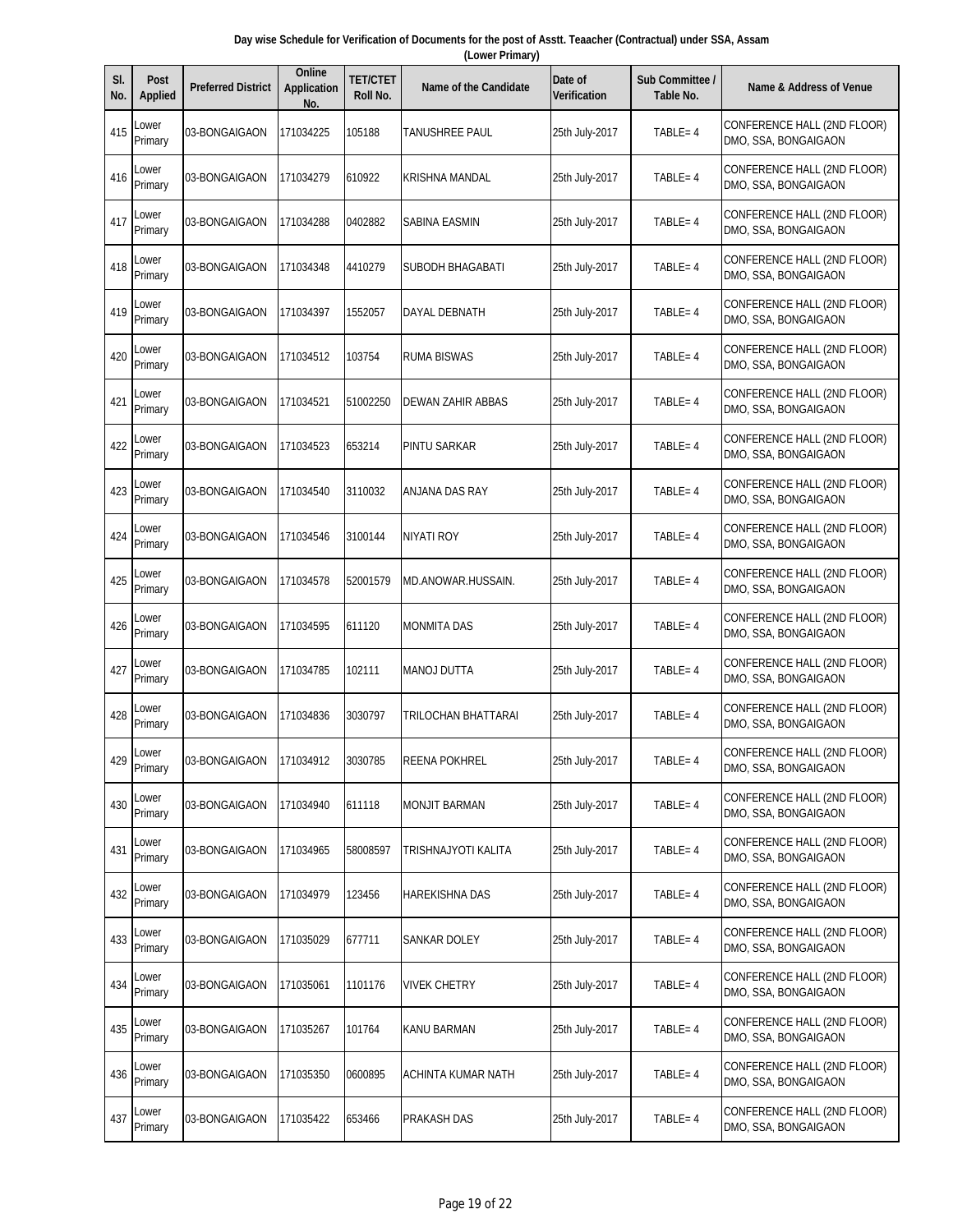**Day wise Schedule for Verification of Documents for the post of Asstt. Teaacher (Contractual) under SSA, Assam (Lower Primary)**

| Sl. No. | Post Applied | Preferred District | Online Application No. | TET/CTET Roll No. | Name of the Candidate | Date of Verification | Sub Committee / Table No. | Name & Address of Venue |
|---|---|---|---|---|---|---|---|---|
| 415 | Lower Primary | 03-BONGAIGAON | 171034225 | 105188 | TANUSHREE PAUL | 25th July-2017 | TABLE= 4 | CONFERENCE HALL (2ND FLOOR) DMO, SSA, BONGAIGAON |
| 416 | Lower Primary | 03-BONGAIGAON | 171034279 | 610922 | KRISHNA MANDAL | 25th July-2017 | TABLE= 4 | CONFERENCE HALL (2ND FLOOR) DMO, SSA, BONGAIGAON |
| 417 | Lower Primary | 03-BONGAIGAON | 171034288 | 0402882 | SABINA EASMIN | 25th July-2017 | TABLE= 4 | CONFERENCE HALL (2ND FLOOR) DMO, SSA, BONGAIGAON |
| 418 | Lower Primary | 03-BONGAIGAON | 171034348 | 4410279 | SUBODH BHAGABATI | 25th July-2017 | TABLE= 4 | CONFERENCE HALL (2ND FLOOR) DMO, SSA, BONGAIGAON |
| 419 | Lower Primary | 03-BONGAIGAON | 171034397 | 1552057 | DAYAL DEBNATH | 25th July-2017 | TABLE= 4 | CONFERENCE HALL (2ND FLOOR) DMO, SSA, BONGAIGAON |
| 420 | Lower Primary | 03-BONGAIGAON | 171034512 | 103754 | RUMA BISWAS | 25th July-2017 | TABLE= 4 | CONFERENCE HALL (2ND FLOOR) DMO, SSA, BONGAIGAON |
| 421 | Lower Primary | 03-BONGAIGAON | 171034521 | 51002250 | DEWAN ZAHIR ABBAS | 25th July-2017 | TABLE= 4 | CONFERENCE HALL (2ND FLOOR) DMO, SSA, BONGAIGAON |
| 422 | Lower Primary | 03-BONGAIGAON | 171034523 | 653214 | PINTU SARKAR | 25th July-2017 | TABLE= 4 | CONFERENCE HALL (2ND FLOOR) DMO, SSA, BONGAIGAON |
| 423 | Lower Primary | 03-BONGAIGAON | 171034540 | 3110032 | ANJANA DAS RAY | 25th July-2017 | TABLE= 4 | CONFERENCE HALL (2ND FLOOR) DMO, SSA, BONGAIGAON |
| 424 | Lower Primary | 03-BONGAIGAON | 171034546 | 3100144 | NIYATI ROY | 25th July-2017 | TABLE= 4 | CONFERENCE HALL (2ND FLOOR) DMO, SSA, BONGAIGAON |
| 425 | Lower Primary | 03-BONGAIGAON | 171034578 | 52001579 | MD.ANOWAR.HUSSAIN. | 25th July-2017 | TABLE= 4 | CONFERENCE HALL (2ND FLOOR) DMO, SSA, BONGAIGAON |
| 426 | Lower Primary | 03-BONGAIGAON | 171034595 | 611120 | MONMITA DAS | 25th July-2017 | TABLE= 4 | CONFERENCE HALL (2ND FLOOR) DMO, SSA, BONGAIGAON |
| 427 | Lower Primary | 03-BONGAIGAON | 171034785 | 102111 | MANOJ DUTTA | 25th July-2017 | TABLE= 4 | CONFERENCE HALL (2ND FLOOR) DMO, SSA, BONGAIGAON |
| 428 | Lower Primary | 03-BONGAIGAON | 171034836 | 3030797 | TRILOCHAN BHATTARAI | 25th July-2017 | TABLE= 4 | CONFERENCE HALL (2ND FLOOR) DMO, SSA, BONGAIGAON |
| 429 | Lower Primary | 03-BONGAIGAON | 171034912 | 3030785 | REENA POKHREL | 25th July-2017 | TABLE= 4 | CONFERENCE HALL (2ND FLOOR) DMO, SSA, BONGAIGAON |
| 430 | Lower Primary | 03-BONGAIGAON | 171034940 | 611118 | MONJIT BARMAN | 25th July-2017 | TABLE= 4 | CONFERENCE HALL (2ND FLOOR) DMO, SSA, BONGAIGAON |
| 431 | Lower Primary | 03-BONGAIGAON | 171034965 | 58008597 | TRISHNAJYOTI KALITA | 25th July-2017 | TABLE= 4 | CONFERENCE HALL (2ND FLOOR) DMO, SSA, BONGAIGAON |
| 432 | Lower Primary | 03-BONGAIGAON | 171034979 | 123456 | HAREKISHNA DAS | 25th July-2017 | TABLE= 4 | CONFERENCE HALL (2ND FLOOR) DMO, SSA, BONGAIGAON |
| 433 | Lower Primary | 03-BONGAIGAON | 171035029 | 677711 | SANKAR DOLEY | 25th July-2017 | TABLE= 4 | CONFERENCE HALL (2ND FLOOR) DMO, SSA, BONGAIGAON |
| 434 | Lower Primary | 03-BONGAIGAON | 171035061 | 1101176 | VIVEK CHETRY | 25th July-2017 | TABLE= 4 | CONFERENCE HALL (2ND FLOOR) DMO, SSA, BONGAIGAON |
| 435 | Lower Primary | 03-BONGAIGAON | 171035267 | 101764 | KANU BARMAN | 25th July-2017 | TABLE= 4 | CONFERENCE HALL (2ND FLOOR) DMO, SSA, BONGAIGAON |
| 436 | Lower Primary | 03-BONGAIGAON | 171035350 | 0600895 | ACHINTA KUMAR NATH | 25th July-2017 | TABLE= 4 | CONFERENCE HALL (2ND FLOOR) DMO, SSA, BONGAIGAON |
| 437 | Lower Primary | 03-BONGAIGAON | 171035422 | 653466 | PRAKASH DAS | 25th July-2017 | TABLE= 4 | CONFERENCE HALL (2ND FLOOR) DMO, SSA, BONGAIGAON |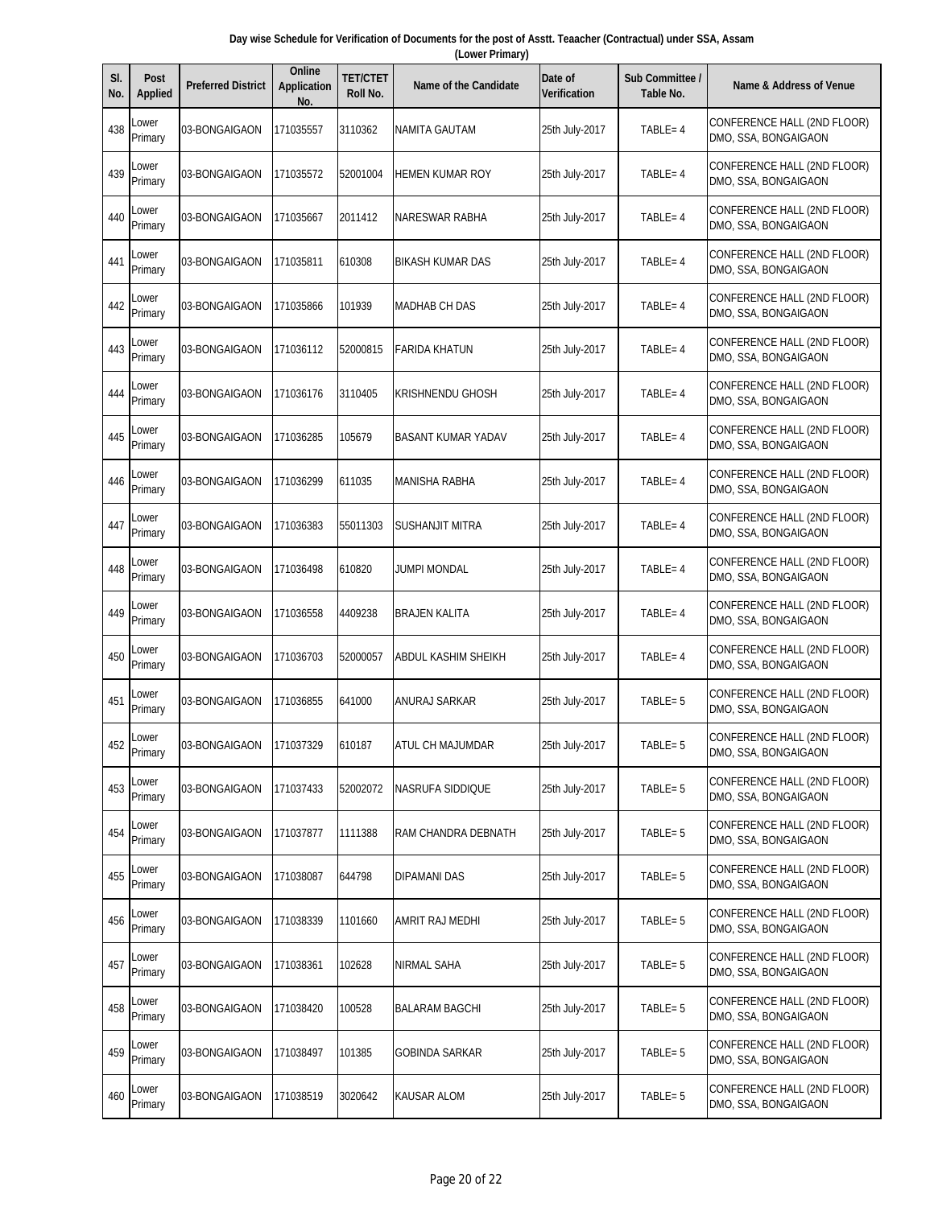**Day wise Schedule for Verification of Documents for the post of Asstt. Teaacher (Contractual) under SSA, Assam (Lower Primary)**

| Sl. No. | Post Applied | Preferred District | Online Application No. | TET/CTET Roll No. | Name of the Candidate | Date of Verification | Sub Committee / Table No. | Name & Address of Venue |
|---|---|---|---|---|---|---|---|---|
| 438 | Lower Primary | 03-BONGAIGAON | 171035557 | 3110362 | NAMITA GAUTAM | 25th July-2017 | TABLE= 4 | CONFERENCE HALL (2ND FLOOR) DMO, SSA, BONGAIGAON |
| 439 | Lower Primary | 03-BONGAIGAON | 171035572 | 52001004 | HEMEN KUMAR ROY | 25th July-2017 | TABLE= 4 | CONFERENCE HALL (2ND FLOOR) DMO, SSA, BONGAIGAON |
| 440 | Lower Primary | 03-BONGAIGAON | 171035667 | 2011412 | NARESWAR RABHA | 25th July-2017 | TABLE= 4 | CONFERENCE HALL (2ND FLOOR) DMO, SSA, BONGAIGAON |
| 441 | Lower Primary | 03-BONGAIGAON | 171035811 | 610308 | BIKASH KUMAR DAS | 25th July-2017 | TABLE= 4 | CONFERENCE HALL (2ND FLOOR) DMO, SSA, BONGAIGAON |
| 442 | Lower Primary | 03-BONGAIGAON | 171035866 | 101939 | MADHAB CH DAS | 25th July-2017 | TABLE= 4 | CONFERENCE HALL (2ND FLOOR) DMO, SSA, BONGAIGAON |
| 443 | Lower Primary | 03-BONGAIGAON | 171036112 | 52000815 | FARIDA KHATUN | 25th July-2017 | TABLE= 4 | CONFERENCE HALL (2ND FLOOR) DMO, SSA, BONGAIGAON |
| 444 | Lower Primary | 03-BONGAIGAON | 171036176 | 3110405 | KRISHNENDU GHOSH | 25th July-2017 | TABLE= 4 | CONFERENCE HALL (2ND FLOOR) DMO, SSA, BONGAIGAON |
| 445 | Lower Primary | 03-BONGAIGAON | 171036285 | 105679 | BASANT KUMAR YADAV | 25th July-2017 | TABLE= 4 | CONFERENCE HALL (2ND FLOOR) DMO, SSA, BONGAIGAON |
| 446 | Lower Primary | 03-BONGAIGAON | 171036299 | 611035 | MANISHA RABHA | 25th July-2017 | TABLE= 4 | CONFERENCE HALL (2ND FLOOR) DMO, SSA, BONGAIGAON |
| 447 | Lower Primary | 03-BONGAIGAON | 171036383 | 55011303 | SUSHANJIT MITRA | 25th July-2017 | TABLE= 4 | CONFERENCE HALL (2ND FLOOR) DMO, SSA, BONGAIGAON |
| 448 | Lower Primary | 03-BONGAIGAON | 171036498 | 610820 | JUMPI MONDAL | 25th July-2017 | TABLE= 4 | CONFERENCE HALL (2ND FLOOR) DMO, SSA, BONGAIGAON |
| 449 | Lower Primary | 03-BONGAIGAON | 171036558 | 4409238 | BRAJEN KALITA | 25th July-2017 | TABLE= 4 | CONFERENCE HALL (2ND FLOOR) DMO, SSA, BONGAIGAON |
| 450 | Lower Primary | 03-BONGAIGAON | 171036703 | 52000057 | ABDUL KASHIM SHEIKH | 25th July-2017 | TABLE= 4 | CONFERENCE HALL (2ND FLOOR) DMO, SSA, BONGAIGAON |
| 451 | Lower Primary | 03-BONGAIGAON | 171036855 | 641000 | ANURAJ SARKAR | 25th July-2017 | TABLE= 5 | CONFERENCE HALL (2ND FLOOR) DMO, SSA, BONGAIGAON |
| 452 | Lower Primary | 03-BONGAIGAON | 171037329 | 610187 | ATUL CH MAJUMDAR | 25th July-2017 | TABLE= 5 | CONFERENCE HALL (2ND FLOOR) DMO, SSA, BONGAIGAON |
| 453 | Lower Primary | 03-BONGAIGAON | 171037433 | 52002072 | NASRUFA SIDDIQUE | 25th July-2017 | TABLE= 5 | CONFERENCE HALL (2ND FLOOR) DMO, SSA, BONGAIGAON |
| 454 | Lower Primary | 03-BONGAIGAON | 171037877 | 1111388 | RAM CHANDRA DEBNATH | 25th July-2017 | TABLE= 5 | CONFERENCE HALL (2ND FLOOR) DMO, SSA, BONGAIGAON |
| 455 | Lower Primary | 03-BONGAIGAON | 171038087 | 644798 | DIPAMANI DAS | 25th July-2017 | TABLE= 5 | CONFERENCE HALL (2ND FLOOR) DMO, SSA, BONGAIGAON |
| 456 | Lower Primary | 03-BONGAIGAON | 171038339 | 1101660 | AMRIT RAJ MEDHI | 25th July-2017 | TABLE= 5 | CONFERENCE HALL (2ND FLOOR) DMO, SSA, BONGAIGAON |
| 457 | Lower Primary | 03-BONGAIGAON | 171038361 | 102628 | NIRMAL SAHA | 25th July-2017 | TABLE= 5 | CONFERENCE HALL (2ND FLOOR) DMO, SSA, BONGAIGAON |
| 458 | Lower Primary | 03-BONGAIGAON | 171038420 | 100528 | BALARAM BAGCHI | 25th July-2017 | TABLE= 5 | CONFERENCE HALL (2ND FLOOR) DMO, SSA, BONGAIGAON |
| 459 | Lower Primary | 03-BONGAIGAON | 171038497 | 101385 | GOBINDA SARKAR | 25th July-2017 | TABLE= 5 | CONFERENCE HALL (2ND FLOOR) DMO, SSA, BONGAIGAON |
| 460 | Lower Primary | 03-BONGAIGAON | 171038519 | 3020642 | KAUSAR ALOM | 25th July-2017 | TABLE= 5 | CONFERENCE HALL (2ND FLOOR) DMO, SSA, BONGAIGAON |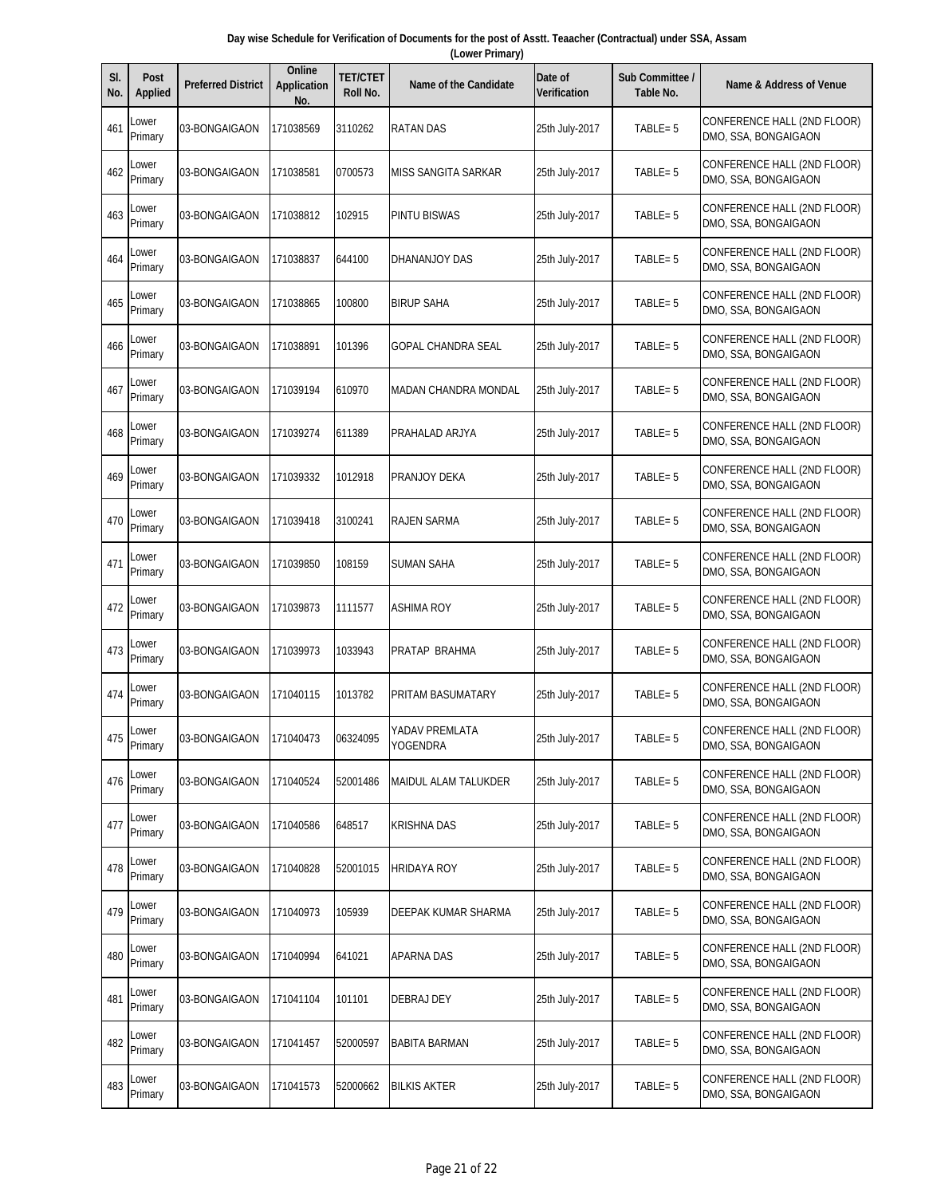**Day wise Schedule for Verification of Documents for the post of Asstt. Teaacher (Contractual) under SSA, Assam (Lower Primary)**

| Sl. No. | Post Applied | Preferred District | Online Application No. | TET/CTET Roll No. | Name of the Candidate | Date of Verification | Sub Committee / Table No. | Name & Address of Venue |
|---|---|---|---|---|---|---|---|---|
| 461 | Lower Primary | 03-BONGAIGAON | 171038569 | 3110262 | RATAN DAS | 25th July-2017 | TABLE= 5 | CONFERENCE HALL (2ND FLOOR) DMO, SSA, BONGAIGAON |
| 462 | Lower Primary | 03-BONGAIGAON | 171038581 | 0700573 | MISS SANGITA SARKAR | 25th July-2017 | TABLE= 5 | CONFERENCE HALL (2ND FLOOR) DMO, SSA, BONGAIGAON |
| 463 | Lower Primary | 03-BONGAIGAON | 171038812 | 102915 | PINTU BISWAS | 25th July-2017 | TABLE= 5 | CONFERENCE HALL (2ND FLOOR) DMO, SSA, BONGAIGAON |
| 464 | Lower Primary | 03-BONGAIGAON | 171038837 | 644100 | DHANANJOY DAS | 25th July-2017 | TABLE= 5 | CONFERENCE HALL (2ND FLOOR) DMO, SSA, BONGAIGAON |
| 465 | Lower Primary | 03-BONGAIGAON | 171038865 | 100800 | BIRUP SAHA | 25th July-2017 | TABLE= 5 | CONFERENCE HALL (2ND FLOOR) DMO, SSA, BONGAIGAON |
| 466 | Lower Primary | 03-BONGAIGAON | 171038891 | 101396 | GOPAL CHANDRA SEAL | 25th July-2017 | TABLE= 5 | CONFERENCE HALL (2ND FLOOR) DMO, SSA, BONGAIGAON |
| 467 | Lower Primary | 03-BONGAIGAON | 171039194 | 610970 | MADAN CHANDRA MONDAL | 25th July-2017 | TABLE= 5 | CONFERENCE HALL (2ND FLOOR) DMO, SSA, BONGAIGAON |
| 468 | Lower Primary | 03-BONGAIGAON | 171039274 | 611389 | PRAHALAD ARJYA | 25th July-2017 | TABLE= 5 | CONFERENCE HALL (2ND FLOOR) DMO, SSA, BONGAIGAON |
| 469 | Lower Primary | 03-BONGAIGAON | 171039332 | 1012918 | PRANJOY DEKA | 25th July-2017 | TABLE= 5 | CONFERENCE HALL (2ND FLOOR) DMO, SSA, BONGAIGAON |
| 470 | Lower Primary | 03-BONGAIGAON | 171039418 | 3100241 | RAJEN SARMA | 25th July-2017 | TABLE= 5 | CONFERENCE HALL (2ND FLOOR) DMO, SSA, BONGAIGAON |
| 471 | Lower Primary | 03-BONGAIGAON | 171039850 | 108159 | SUMAN SAHA | 25th July-2017 | TABLE= 5 | CONFERENCE HALL (2ND FLOOR) DMO, SSA, BONGAIGAON |
| 472 | Lower Primary | 03-BONGAIGAON | 171039873 | 1111577 | ASHIMA ROY | 25th July-2017 | TABLE= 5 | CONFERENCE HALL (2ND FLOOR) DMO, SSA, BONGAIGAON |
| 473 | Lower Primary | 03-BONGAIGAON | 171039973 | 1033943 | PRATAP BRAHMA | 25th July-2017 | TABLE= 5 | CONFERENCE HALL (2ND FLOOR) DMO, SSA, BONGAIGAON |
| 474 | Lower Primary | 03-BONGAIGAON | 171040115 | 1013782 | PRITAM BASUMATARY | 25th July-2017 | TABLE= 5 | CONFERENCE HALL (2ND FLOOR) DMO, SSA, BONGAIGAON |
| 475 | Lower Primary | 03-BONGAIGAON | 171040473 | 06324095 | YADAV PREMLATA YOGENDRA | 25th July-2017 | TABLE= 5 | CONFERENCE HALL (2ND FLOOR) DMO, SSA, BONGAIGAON |
| 476 | Lower Primary | 03-BONGAIGAON | 171040524 | 52001486 | MAIDUL ALAM TALUKDER | 25th July-2017 | TABLE= 5 | CONFERENCE HALL (2ND FLOOR) DMO, SSA, BONGAIGAON |
| 477 | Lower Primary | 03-BONGAIGAON | 171040586 | 648517 | KRISHNA DAS | 25th July-2017 | TABLE= 5 | CONFERENCE HALL (2ND FLOOR) DMO, SSA, BONGAIGAON |
| 478 | Lower Primary | 03-BONGAIGAON | 171040828 | 52001015 | HRIDAYA ROY | 25th July-2017 | TABLE= 5 | CONFERENCE HALL (2ND FLOOR) DMO, SSA, BONGAIGAON |
| 479 | Lower Primary | 03-BONGAIGAON | 171040973 | 105939 | DEEPAK KUMAR SHARMA | 25th July-2017 | TABLE= 5 | CONFERENCE HALL (2ND FLOOR) DMO, SSA, BONGAIGAON |
| 480 | Lower Primary | 03-BONGAIGAON | 171040994 | 641021 | APARNA DAS | 25th July-2017 | TABLE= 5 | CONFERENCE HALL (2ND FLOOR) DMO, SSA, BONGAIGAON |
| 481 | Lower Primary | 03-BONGAIGAON | 171041104 | 101101 | DEBRAJ DEY | 25th July-2017 | TABLE= 5 | CONFERENCE HALL (2ND FLOOR) DMO, SSA, BONGAIGAON |
| 482 | Lower Primary | 03-BONGAIGAON | 171041457 | 52000597 | BABITA BARMAN | 25th July-2017 | TABLE= 5 | CONFERENCE HALL (2ND FLOOR) DMO, SSA, BONGAIGAON |
| 483 | Lower Primary | 03-BONGAIGAON | 171041573 | 52000662 | BILKIS AKTER | 25th July-2017 | TABLE= 5 | CONFERENCE HALL (2ND FLOOR) DMO, SSA, BONGAIGAON |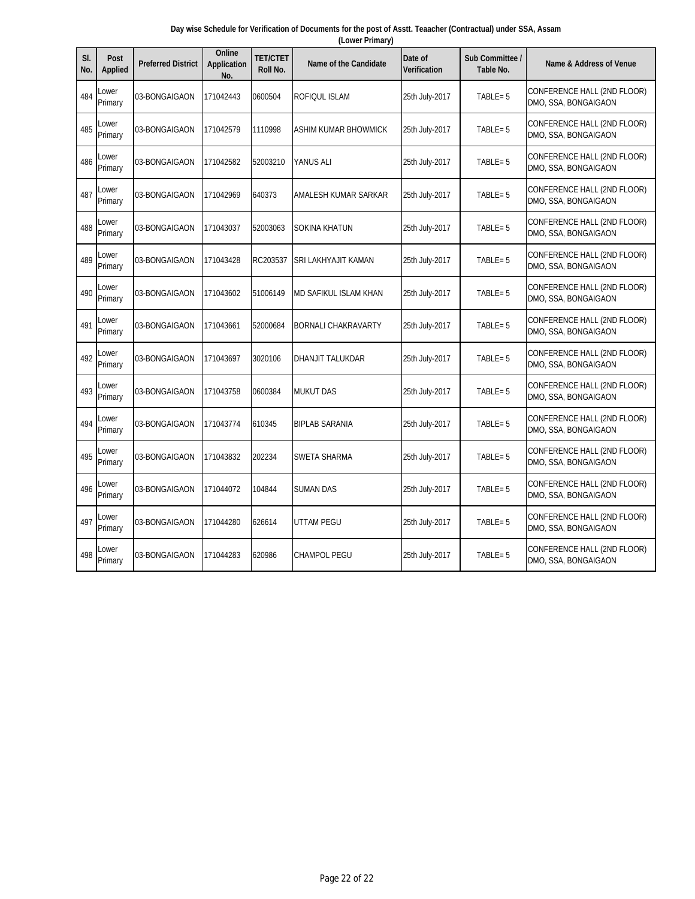**Day wise Schedule for Verification of Documents for the post of Asstt. Teaacher (Contractual) under SSA, Assam (Lower Primary)**

| Sl. No. | Post Applied | Preferred District | Online Application No. | TET/CTET Roll No. | Name of the Candidate | Date of Verification | Sub Committee / Table No. | Name & Address of Venue |
|---|---|---|---|---|---|---|---|---|
| 484 | Lower Primary | 03-BONGAIGAON | 171042443 | 0600504 | ROFIQUL ISLAM | 25th July-2017 | TABLE= 5 | CONFERENCE HALL (2ND FLOOR) DMO, SSA, BONGAIGAON |
| 485 | Lower Primary | 03-BONGAIGAON | 171042579 | 1110998 | ASHIM KUMAR BHOWMICK | 25th July-2017 | TABLE= 5 | CONFERENCE HALL (2ND FLOOR) DMO, SSA, BONGAIGAON |
| 486 | Lower Primary | 03-BONGAIGAON | 171042582 | 52003210 | YANUS ALI | 25th July-2017 | TABLE= 5 | CONFERENCE HALL (2ND FLOOR) DMO, SSA, BONGAIGAON |
| 487 | Lower Primary | 03-BONGAIGAON | 171042969 | 640373 | AMALESH KUMAR SARKAR | 25th July-2017 | TABLE= 5 | CONFERENCE HALL (2ND FLOOR) DMO, SSA, BONGAIGAON |
| 488 | Lower Primary | 03-BONGAIGAON | 171043037 | 52003063 | SOKINA KHATUN | 25th July-2017 | TABLE= 5 | CONFERENCE HALL (2ND FLOOR) DMO, SSA, BONGAIGAON |
| 489 | Lower Primary | 03-BONGAIGAON | 171043428 | RC203537 | SRI LAKHYAJIT KAMAN | 25th July-2017 | TABLE= 5 | CONFERENCE HALL (2ND FLOOR) DMO, SSA, BONGAIGAON |
| 490 | Lower Primary | 03-BONGAIGAON | 171043602 | 51006149 | MD SAFIKUL ISLAM KHAN | 25th July-2017 | TABLE= 5 | CONFERENCE HALL (2ND FLOOR) DMO, SSA, BONGAIGAON |
| 491 | Lower Primary | 03-BONGAIGAON | 171043661 | 52000684 | BORNALI CHAKRAVARTY | 25th July-2017 | TABLE= 5 | CONFERENCE HALL (2ND FLOOR) DMO, SSA, BONGAIGAON |
| 492 | Lower Primary | 03-BONGAIGAON | 171043697 | 3020106 | DHANJIT TALUKDAR | 25th July-2017 | TABLE= 5 | CONFERENCE HALL (2ND FLOOR) DMO, SSA, BONGAIGAON |
| 493 | Lower Primary | 03-BONGAIGAON | 171043758 | 0600384 | MUKUT DAS | 25th July-2017 | TABLE= 5 | CONFERENCE HALL (2ND FLOOR) DMO, SSA, BONGAIGAON |
| 494 | Lower Primary | 03-BONGAIGAON | 171043774 | 610345 | BIPLAB SARANIA | 25th July-2017 | TABLE= 5 | CONFERENCE HALL (2ND FLOOR) DMO, SSA, BONGAIGAON |
| 495 | Lower Primary | 03-BONGAIGAON | 171043832 | 202234 | SWETA SHARMA | 25th July-2017 | TABLE= 5 | CONFERENCE HALL (2ND FLOOR) DMO, SSA, BONGAIGAON |
| 496 | Lower Primary | 03-BONGAIGAON | 171044072 | 104844 | SUMAN DAS | 25th July-2017 | TABLE= 5 | CONFERENCE HALL (2ND FLOOR) DMO, SSA, BONGAIGAON |
| 497 | Lower Primary | 03-BONGAIGAON | 171044280 | 626614 | UTTAM PEGU | 25th July-2017 | TABLE= 5 | CONFERENCE HALL (2ND FLOOR) DMO, SSA, BONGAIGAON |
| 498 | Lower Primary | 03-BONGAIGAON | 171044283 | 620986 | CHAMPOL PEGU | 25th July-2017 | TABLE= 5 | CONFERENCE HALL (2ND FLOOR) DMO, SSA, BONGAIGAON |